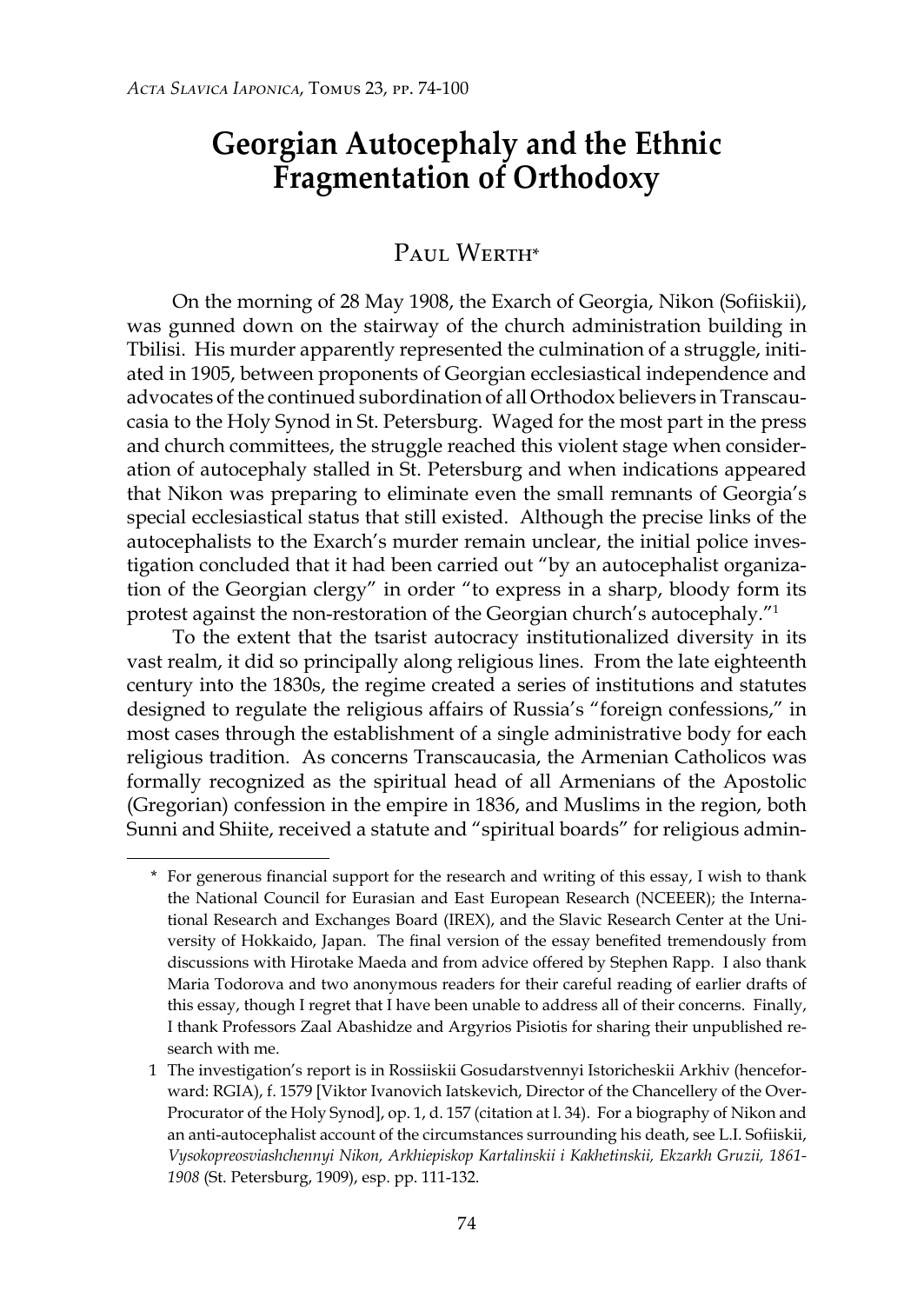# Georgian Autocephaly and the Ethnic Fragmentation of Orthodoxy

## Paul Werth*

On the morning of 28 May 1908, the Exarch of Georgia, Nikon (Sofiiskii), was gunned down on the stairway of the church administration building in Tbilisi. His murder apparently represented the culmination of a struggle, initiated in 1905, between proponents of Georgian ecclesiastical independence and advocates of the continued subordination of all Orthodox believers in Transcaucasia to the Holy Synod in St. Petersburg. Waged for the most part in the press and church committees, the struggle reached this violent stage when consideration of autocephaly stalled in St. Petersburg and when indications appeared that Nikon was preparing to eliminate even the small remnants of Georgia's special ecclesiastical status that still existed. Although the precise links of the autocephalists to the Exarch's murder remain unclear, the initial police investigation concluded that it had been carried out "by an autocephalist organization of the Georgian clergy" in order "to express in a sharp, bloody form its protest against the non-restoration of the Georgian church's autocephaly."[1]

To the extent that the tsarist autocracy institutionalized diversity in its vast realm, it did so principally along religious lines. From the late eighteenth century into the 1830s, the regime created a series of institutions and statutes designed to regulate the religious affairs of Russia's "foreign confessions," in most cases through the establishment of a single administrative body for each religious tradition. As concerns Transcaucasia, the Armenian Catholicos was formally recognized as the spiritual head of all Armenians of the Apostolic (Gregorian) confession in the empire in 1836, and Muslims in the region, both Sunni and Shiite, received a statute and "spiritual boards" for religious admin-

---

\* For generous financial support for the research and writing of this essay, I wish to thank the National Council for Eurasian and East European Research (NCEEER); the International Research and Exchanges Board (IREX), and the Slavic Research Center at the University of Hokkaido, Japan. The final version of the essay benefited tremendously from discussions with Hirotake Maeda and from advice offered by Stephen Rapp. I also thank Maria Todorova and two anonymous readers for their careful reading of earlier drafts of this essay, though I regret that I have been unable to address all of their concerns. Finally, I thank Professors Zaal Abashidze and Argyrios Pisiotis for sharing their unpublished research with me.

1 The investigation's report is in Rossiiskii Gosudarstvennyi Istoricheskii Arkhiv (henceforward: RGIA), f. 1579 [Viktor Ivanovich Iatskevich, Director of the Chancellery of the Over-Procurator of the Holy Synod], op. 1, d. 157 (citation at l. 34). For a biography of Nikon and an anti-autocephalist account of the circumstances surrounding his death, see L.I. Sofiiskii, *Vysokopreosviashchennyi Nikon, Arkhiepiskop Kartalinskii i Kakhetinskii, Ekzarkh Gruzii, 1861-1908* (St. Petersburg, 1909), esp. pp. 111-132.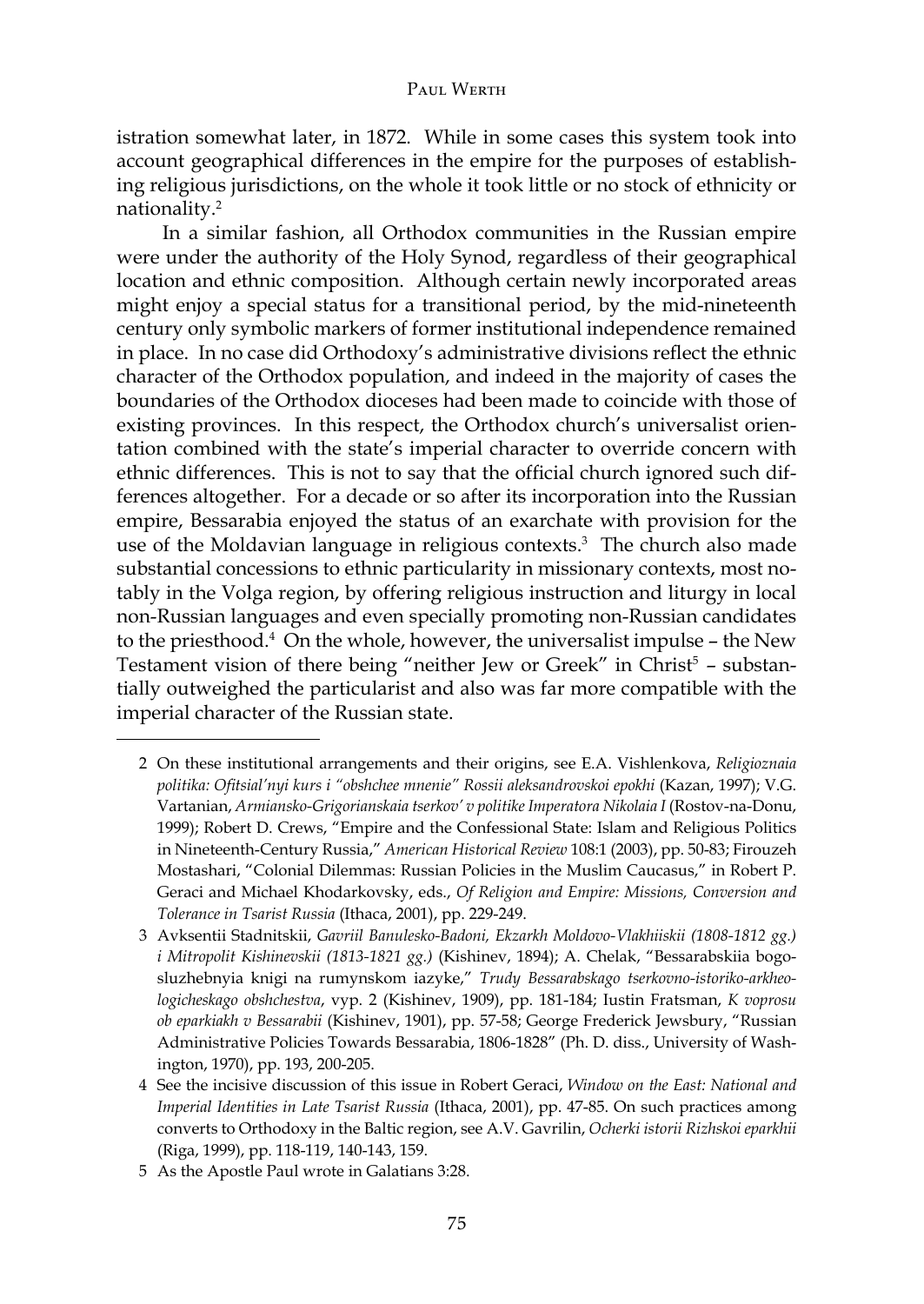istration somewhat later, in 1872. While in some cases this system took into account geographical differences in the empire for the purposes of establishing religious jurisdictions, on the whole it took little or no stock of ethnicity or nationality.[2]

In a similar fashion, all Orthodox communities in the Russian empire were under the authority of the Holy Synod, regardless of their geographical location and ethnic composition. Although certain newly incorporated areas might enjoy a special status for a transitional period, by the mid-nineteenth century only symbolic markers of former institutional independence remained in place. In no case did Orthodoxy's administrative divisions reflect the ethnic character of the Orthodox population, and indeed in the majority of cases the boundaries of the Orthodox dioceses had been made to coincide with those of existing provinces. In this respect, the Orthodox church's universalist orientation combined with the state's imperial character to override concern with ethnic differences. This is not to say that the official church ignored such differences altogether. For a decade or so after its incorporation into the Russian empire, Bessarabia enjoyed the status of an exarchate with provision for the use of the Moldavian language in religious contexts.[3] The church also made substantial concessions to ethnic particularity in missionary contexts, most notably in the Volga region, by offering religious instruction and liturgy in local non-Russian languages and even specially promoting non-Russian candidates to the priesthood.[4] On the whole, however, the universalist impulse – the New Testament vision of there being "neither Jew or Greek" in Christ[5] – substantially outweighed the particularist and also was far more compatible with the imperial character of the Russian state.

---

2 On these institutional arrangements and their origins, see E.A. Vishlenkova, *Religioznaia politika: Ofitsial'nyi kurs i "obshchee mnenie" Rossii aleksandrovskoi epokhi* (Kazan, 1997); V.G. Vartanian, *Armiansko-Grigorianskaia tserkov' v politike Imperatora Nikolaia I* (Rostov-na-Donu, 1999); Robert D. Crews, "Empire and the Confessional State: Islam and Religious Politics in Nineteenth-Century Russia," *American Historical Review* 108:1 (2003), pp. 50-83; Firouzeh Mostashari, "Colonial Dilemmas: Russian Policies in the Muslim Caucasus," in Robert P. Geraci and Michael Khodarkovsky, eds., *Of Religion and Empire: Missions, Conversion and Tolerance in Tsarist Russia* (Ithaca, 2001), pp. 229-249.

3 Avksentii Stadnitskii, *Gavriil Banulesko-Badoni, Ekzarkh Moldovo-Vlakhiiskii (1808-1812 gg.) i Mitropolit Kishinevskii (1813-1821 gg.)* (Kishinev, 1894); A. Chelak, "Bessarabskiia bogosluzhebnyia knigi na rumynskom iazyke," *Trudy Bessarabskago tserkovno-istoriko-arkheologicheskago obshchestva*, vyp. 2 (Kishinev, 1909), pp. 181-184; Iustin Fratsman, *K voprosu ob eparkiakh v Bessarabii* (Kishinev, 1901), pp. 57-58; George Frederick Jewsbury, "Russian Administrative Policies Towards Bessarabia, 1806-1828" (Ph. D. diss., University of Washington, 1970), pp. 193, 200-205.

4 See the incisive discussion of this issue in Robert Geraci, *Window on the East: National and Imperial Identities in Late Tsarist Russia* (Ithaca, 2001), pp. 47-85. On such practices among converts to Orthodoxy in the Baltic region, see A.V. Gavrilin, *Ocherki istorii Rizhskoi eparkhii* (Riga, 1999), pp. 118-119, 140-143, 159.

5 As the Apostle Paul wrote in Galatians 3:28.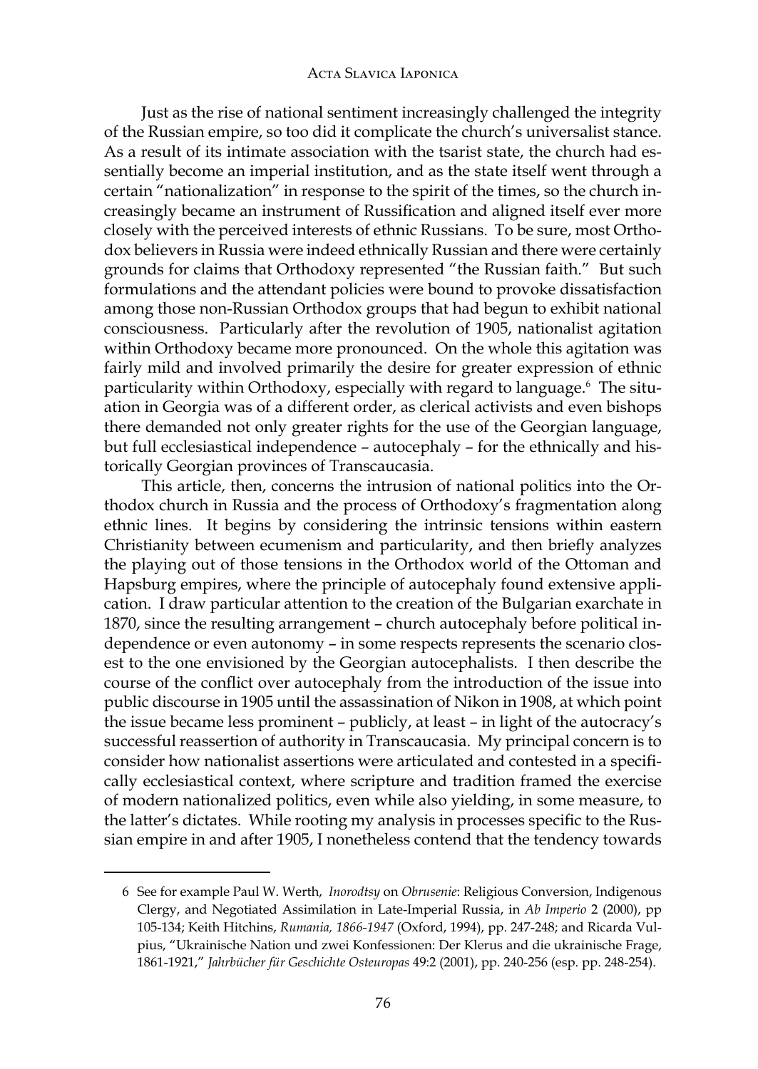Just as the rise of national sentiment increasingly challenged the integrity of the Russian empire, so too did it complicate the church's universalist stance. As a result of its intimate association with the tsarist state, the church had essentially become an imperial institution, and as the state itself went through a certain "nationalization" in response to the spirit of the times, so the church increasingly became an instrument of Russification and aligned itself ever more closely with the perceived interests of ethnic Russians. To be sure, most Orthodox believers in Russia were indeed ethnically Russian and there were certainly grounds for claims that Orthodoxy represented "the Russian faith." But such formulations and the attendant policies were bound to provoke dissatisfaction among those non-Russian Orthodox groups that had begun to exhibit national consciousness. Particularly after the revolution of 1905, nationalist agitation within Orthodoxy became more pronounced. On the whole this agitation was fairly mild and involved primarily the desire for greater expression of ethnic particularity within Orthodoxy, especially with regard to language.[6] The situation in Georgia was of a different order, as clerical activists and even bishops there demanded not only greater rights for the use of the Georgian language, but full ecclesiastical independence – autocephaly – for the ethnically and historically Georgian provinces of Transcaucasia.

This article, then, concerns the intrusion of national politics into the Orthodox church in Russia and the process of Orthodoxy's fragmentation along ethnic lines. It begins by considering the intrinsic tensions within eastern Christianity between ecumenism and particularity, and then briefly analyzes the playing out of those tensions in the Orthodox world of the Ottoman and Hapsburg empires, where the principle of autocephaly found extensive application. I draw particular attention to the creation of the Bulgarian exarchate in 1870, since the resulting arrangement – church autocephaly before political independence or even autonomy – in some respects represents the scenario closest to the one envisioned by the Georgian autocephalists. I then describe the course of the conflict over autocephaly from the introduction of the issue into public discourse in 1905 until the assassination of Nikon in 1908, at which point the issue became less prominent – publicly, at least – in light of the autocracy's successful reassertion of authority in Transcaucasia. My principal concern is to consider how nationalist assertions were articulated and contested in a specifically ecclesiastical context, where scripture and tradition framed the exercise of modern nationalized politics, even while also yielding, in some measure, to the latter's dictates. While rooting my analysis in processes specific to the Russian empire in and after 1905, I nonetheless contend that the tendency towards

---

6 See for example Paul W. Werth, *Inorodtsy* on *Obrusenie*: Religious Conversion, Indigenous Clergy, and Negotiated Assimilation in Late-Imperial Russia, in *Ab Imperio* 2 (2000), pp 105-134; Keith Hitchins, *Rumania, 1866-1947* (Oxford, 1994), pp. 247-248; and Ricarda Vulpius, "Ukrainische Nation und zwei Konfessionen: Der Klerus and die ukrainische Frage, 1861-1921," *Jahrbücher für Geschichte Osteuropas* 49:2 (2001), pp. 240-256 (esp. pp. 248-254).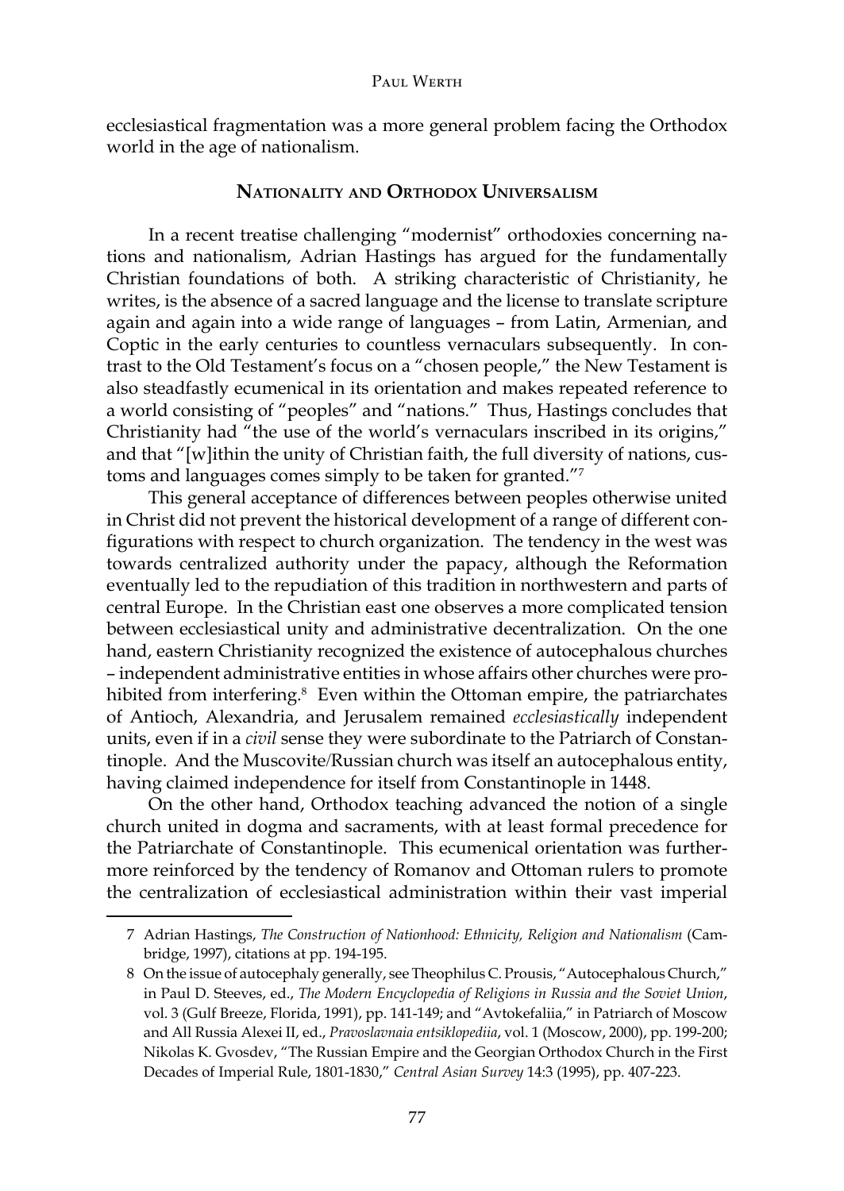ecclesiastical fragmentation was a more general problem facing the Orthodox world in the age of nationalism.

## Nationality and Orthodox Universalism

In a recent treatise challenging "modernist" orthodoxies concerning nations and nationalism, Adrian Hastings has argued for the fundamentally Christian foundations of both. A striking characteristic of Christianity, he writes, is the absence of a sacred language and the license to translate scripture again and again into a wide range of languages – from Latin, Armenian, and Coptic in the early centuries to countless vernaculars subsequently. In contrast to the Old Testament's focus on a "chosen people," the New Testament is also steadfastly ecumenical in its orientation and makes repeated reference to a world consisting of "peoples" and "nations." Thus, Hastings concludes that Christianity had "the use of the world's vernaculars inscribed in its origins," and that "[w]ithin the unity of Christian faith, the full diversity of nations, customs and languages comes simply to be taken for granted."[7]

This general acceptance of differences between peoples otherwise united in Christ did not prevent the historical development of a range of different configurations with respect to church organization. The tendency in the west was towards centralized authority under the papacy, although the Reformation eventually led to the repudiation of this tradition in northwestern and parts of central Europe. In the Christian east one observes a more complicated tension between ecclesiastical unity and administrative decentralization. On the one hand, eastern Christianity recognized the existence of autocephalous churches – independent administrative entities in whose affairs other churches were prohibited from interfering.[8] Even within the Ottoman empire, the patriarchates of Antioch, Alexandria, and Jerusalem remained *ecclesiastically* independent units, even if in a *civil* sense they were subordinate to the Patriarch of Constantinople. And the Muscovite/Russian church was itself an autocephalous entity, having claimed independence for itself from Constantinople in 1448.

On the other hand, Orthodox teaching advanced the notion of a single church united in dogma and sacraments, with at least formal precedence for the Patriarchate of Constantinople. This ecumenical orientation was furthermore reinforced by the tendency of Romanov and Ottoman rulers to promote the centralization of ecclesiastical administration within their vast imperial

---

7 Adrian Hastings, *The Construction of Nationhood: Ethnicity, Religion and Nationalism* (Cambridge, 1997), citations at pp. 194-195.

8 On the issue of autocephaly generally, see Theophilus C. Prousis, "Autocephalous Church," in Paul D. Steeves, ed., *The Modern Encyclopedia of Religions in Russia and the Soviet Union*, vol. 3 (Gulf Breeze, Florida, 1991), pp. 141-149; and "Avtokefaliia," in Patriarch of Moscow and All Russia Alexei II, ed., *Pravoslavnaia entsiklopediia*, vol. 1 (Moscow, 2000), pp. 199-200; Nikolas K. Gvosdev, "The Russian Empire and the Georgian Orthodox Church in the First Decades of Imperial Rule, 1801-1830," *Central Asian Survey* 14:3 (1995), pp. 407-223.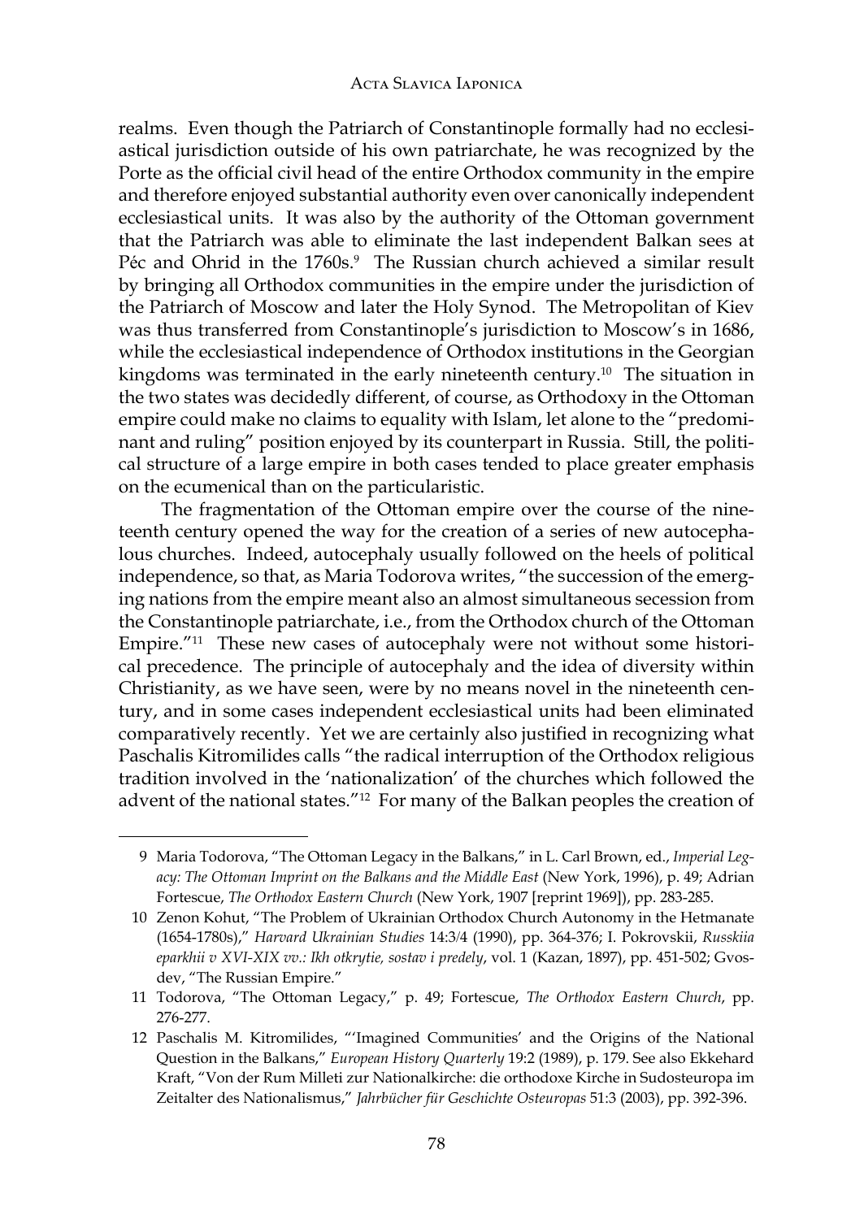realms. Even though the Patriarch of Constantinople formally had no ecclesiastical jurisdiction outside of his own patriarchate, he was recognized by the Porte as the official civil head of the entire Orthodox community in the empire and therefore enjoyed substantial authority even over canonically independent ecclesiastical units. It was also by the authority of the Ottoman government that the Patriarch was able to eliminate the last independent Balkan sees at Péc and Ohrid in the 1760s.[9] The Russian church achieved a similar result by bringing all Orthodox communities in the empire under the jurisdiction of the Patriarch of Moscow and later the Holy Synod. The Metropolitan of Kiev was thus transferred from Constantinople's jurisdiction to Moscow's in 1686, while the ecclesiastical independence of Orthodox institutions in the Georgian kingdoms was terminated in the early nineteenth century.[10] The situation in the two states was decidedly different, of course, as Orthodoxy in the Ottoman empire could make no claims to equality with Islam, let alone to the "predominant and ruling" position enjoyed by its counterpart in Russia. Still, the political structure of a large empire in both cases tended to place greater emphasis on the ecumenical than on the particularistic.

The fragmentation of the Ottoman empire over the course of the nineteenth century opened the way for the creation of a series of new autocephalous churches. Indeed, autocephaly usually followed on the heels of political independence, so that, as Maria Todorova writes, "the succession of the emerging nations from the empire meant also an almost simultaneous secession from the Constantinople patriarchate, i.e., from the Orthodox church of the Ottoman Empire."[11] These new cases of autocephaly were not without some historical precedence. The principle of autocephaly and the idea of diversity within Christianity, as we have seen, were by no means novel in the nineteenth century, and in some cases independent ecclesiastical units had been eliminated comparatively recently. Yet we are certainly also justified in recognizing what Paschalis Kitromilides calls "the radical interruption of the Orthodox religious tradition involved in the 'nationalization' of the churches which followed the advent of the national states."[12] For many of the Balkan peoples the creation of

---

9 Maria Todorova, "The Ottoman Legacy in the Balkans," in L. Carl Brown, ed., *Imperial Legacy: The Ottoman Imprint on the Balkans and the Middle East* (New York, 1996), p. 49; Adrian Fortescue, *The Orthodox Eastern Church* (New York, 1907 [reprint 1969]), pp. 283-285.

10 Zenon Kohut, "The Problem of Ukrainian Orthodox Church Autonomy in the Hetmanate (1654-1780s)," *Harvard Ukrainian Studies* 14:3/4 (1990), pp. 364-376; I. Pokrovskii, *Russkiia eparkhii v XVI-XIX vv.: Ikh otkrytie, sostav i predely*, vol. 1 (Kazan, 1897), pp. 451-502; Gvosdev, "The Russian Empire."

11 Todorova, "The Ottoman Legacy," p. 49; Fortescue, *The Orthodox Eastern Church*, pp. 276-277.

12 Paschalis M. Kitromilides, "'Imagined Communities' and the Origins of the National Question in the Balkans," *European History Quarterly* 19:2 (1989), p. 179. See also Ekkehard Kraft, "Von der Rum Milleti zur Nationalkirche: die orthodoxe Kirche in Sudosteuropa im Zeitalter des Nationalismus," *Jahrbücher für Geschichte Osteuropas* 51:3 (2003), pp. 392-396.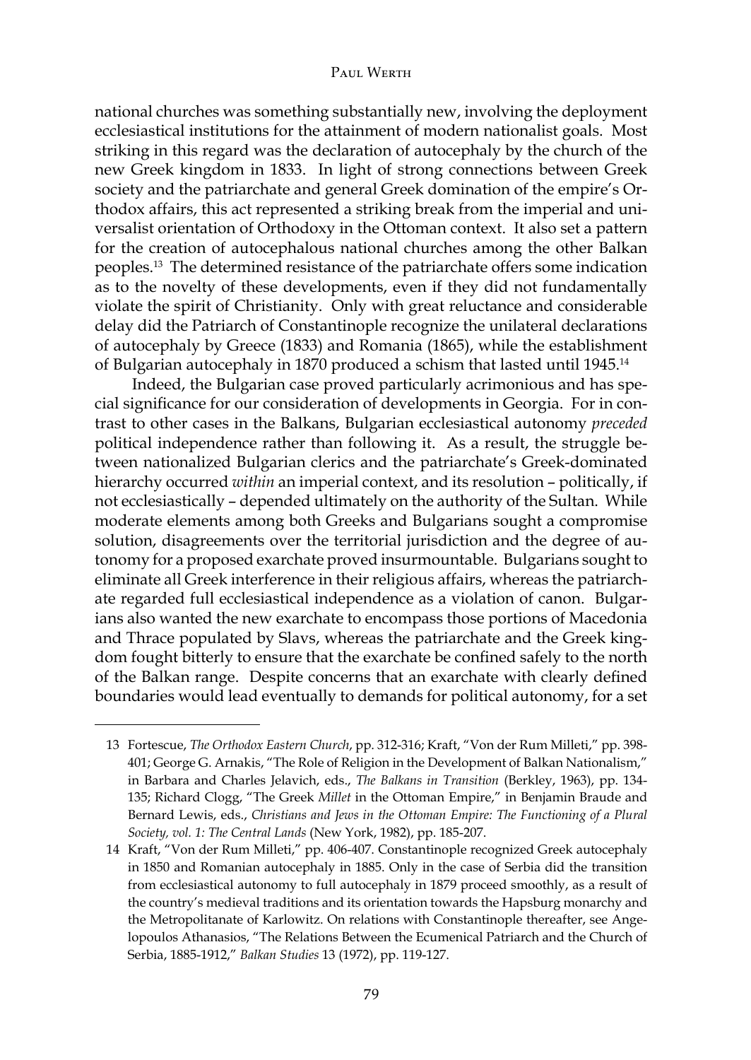national churches was something substantially new, involving the deployment ecclesiastical institutions for the attainment of modern nationalist goals. Most striking in this regard was the declaration of autocephaly by the church of the new Greek kingdom in 1833. In light of strong connections between Greek society and the patriarchate and general Greek domination of the empire's Orthodox affairs, this act represented a striking break from the imperial and universalist orientation of Orthodoxy in the Ottoman context. It also set a pattern for the creation of autocephalous national churches among the other Balkan peoples.[13] The determined resistance of the patriarchate offers some indication as to the novelty of these developments, even if they did not fundamentally violate the spirit of Christianity. Only with great reluctance and considerable delay did the Patriarch of Constantinople recognize the unilateral declarations of autocephaly by Greece (1833) and Romania (1865), while the establishment of Bulgarian autocephaly in 1870 produced a schism that lasted until 1945.[14]

Indeed, the Bulgarian case proved particularly acrimonious and has special significance for our consideration of developments in Georgia. For in contrast to other cases in the Balkans, Bulgarian ecclesiastical autonomy *preceded* political independence rather than following it. As a result, the struggle between nationalized Bulgarian clerics and the patriarchate's Greek-dominated hierarchy occurred *within* an imperial context, and its resolution – politically, if not ecclesiastically – depended ultimately on the authority of the Sultan. While moderate elements among both Greeks and Bulgarians sought a compromise solution, disagreements over the territorial jurisdiction and the degree of autonomy for a proposed exarchate proved insurmountable. Bulgarians sought to eliminate all Greek interference in their religious affairs, whereas the patriarchate regarded full ecclesiastical independence as a violation of canon. Bulgarians also wanted the new exarchate to encompass those portions of Macedonia and Thrace populated by Slavs, whereas the patriarchate and the Greek kingdom fought bitterly to ensure that the exarchate be confined safely to the north of the Balkan range. Despite concerns that an exarchate with clearly defined boundaries would lead eventually to demands for political autonomy, for a set

---

13 Fortescue, *The Orthodox Eastern Church*, pp. 312-316; Kraft, "Von der Rum Milleti," pp. 398-401; George G. Arnakis, "The Role of Religion in the Development of Balkan Nationalism," in Barbara and Charles Jelavich, eds., *The Balkans in Transition* (Berkley, 1963), pp. 134-135; Richard Clogg, "The Greek *Millet* in the Ottoman Empire," in Benjamin Braude and Bernard Lewis, eds., *Christians and Jews in the Ottoman Empire: The Functioning of a Plural Society, vol. 1: The Central Lands* (New York, 1982), pp. 185-207.

14 Kraft, "Von der Rum Milleti," pp. 406-407. Constantinople recognized Greek autocephaly in 1850 and Romanian autocephaly in 1885. Only in the case of Serbia did the transition from ecclesiastical autonomy to full autocephaly in 1879 proceed smoothly, as a result of the country's medieval traditions and its orientation towards the Hapsburg monarchy and the Metropolitanate of Karlowitz. On relations with Constantinople thereafter, see Angelopoulos Athanasios, "The Relations Between the Ecumenical Patriarch and the Church of Serbia, 1885-1912," *Balkan Studies* 13 (1972), pp. 119-127.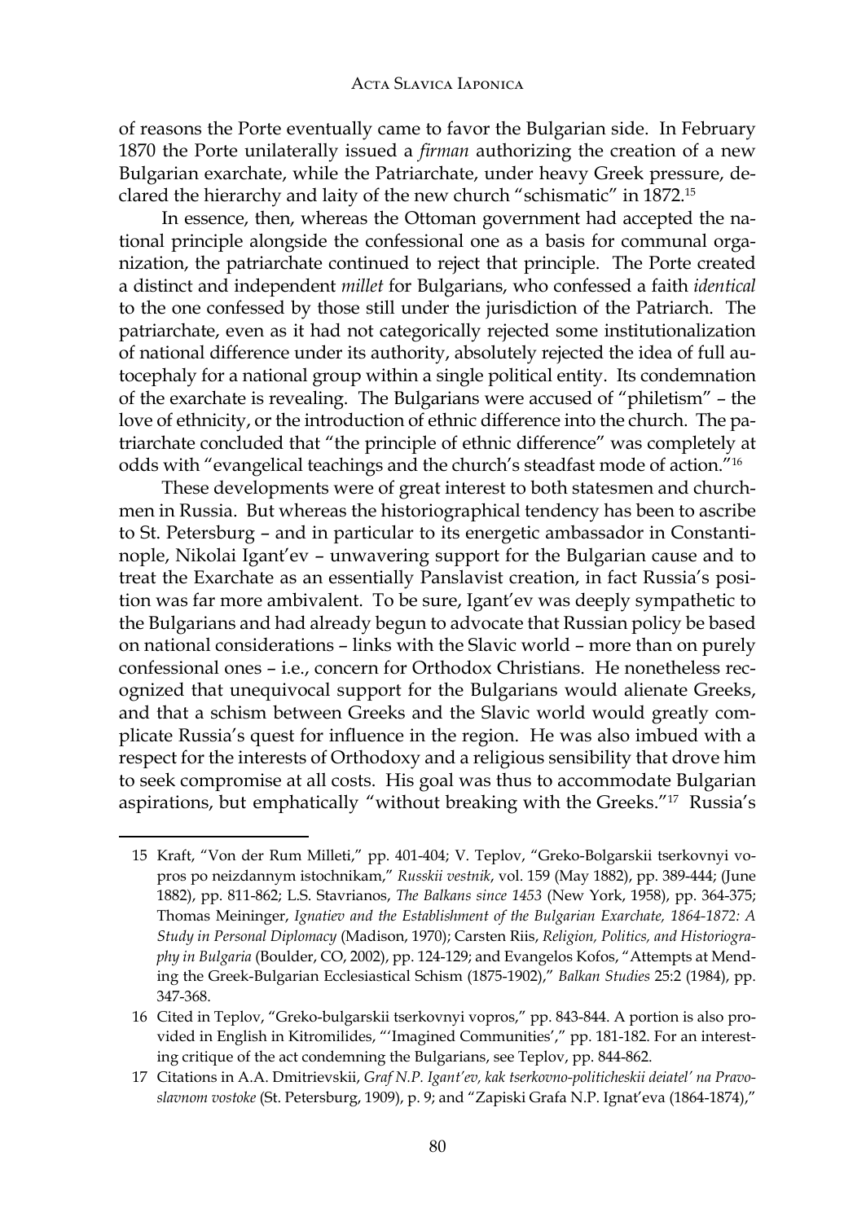of reasons the Porte eventually came to favor the Bulgarian side. In February 1870 the Porte unilaterally issued a *firman* authorizing the creation of a new Bulgarian exarchate, while the Patriarchate, under heavy Greek pressure, declared the hierarchy and laity of the new church "schismatic" in 1872.[15]

In essence, then, whereas the Ottoman government had accepted the national principle alongside the confessional one as a basis for communal organization, the patriarchate continued to reject that principle. The Porte created a distinct and independent *millet* for Bulgarians, who confessed a faith *identical* to the one confessed by those still under the jurisdiction of the Patriarch. The patriarchate, even as it had not categorically rejected some institutionalization of national difference under its authority, absolutely rejected the idea of full autocephaly for a national group within a single political entity. Its condemnation of the exarchate is revealing. The Bulgarians were accused of "philetism" – the love of ethnicity, or the introduction of ethnic difference into the church. The patriarchate concluded that "the principle of ethnic difference" was completely at odds with "evangelical teachings and the church's steadfast mode of action."[16]

These developments were of great interest to both statesmen and churchmen in Russia. But whereas the historiographical tendency has been to ascribe to St. Petersburg – and in particular to its energetic ambassador in Constantinople, Nikolai Igant'ev – unwavering support for the Bulgarian cause and to treat the Exarchate as an essentially Panslavist creation, in fact Russia's position was far more ambivalent. To be sure, Igant'ev was deeply sympathetic to the Bulgarians and had already begun to advocate that Russian policy be based on national considerations – links with the Slavic world – more than on purely confessional ones – i.e., concern for Orthodox Christians. He nonetheless recognized that unequivocal support for the Bulgarians would alienate Greeks, and that a schism between Greeks and the Slavic world would greatly complicate Russia's quest for influence in the region. He was also imbued with a respect for the interests of Orthodoxy and a religious sensibility that drove him to seek compromise at all costs. His goal was thus to accommodate Bulgarian aspirations, but emphatically "without breaking with the Greeks."[17] Russia's

15 Kraft, "Von der Rum Milleti," pp. 401-404; V. Teplov, "Greko-Bolgarskii tserkovnyi vopros po neizdannym istochnikam," *Russkii vestnik*, vol. 159 (May 1882), pp. 389-444; (June 1882), pp. 811-862; L.S. Stavrianos, *The Balkans since 1453* (New York, 1958), pp. 364-375; Thomas Meininger, *Ignatiev and the Establishment of the Bulgarian Exarchate, 1864-1872: A Study in Personal Diplomacy* (Madison, 1970); Carsten Riis, *Religion, Politics, and Historiography in Bulgaria* (Boulder, CO, 2002), pp. 124-129; and Evangelos Kofos, "Attempts at Mending the Greek-Bulgarian Ecclesiastical Schism (1875-1902)," *Balkan Studies* 25:2 (1984), pp. 347-368.

16 Cited in Teplov, "Greko-bulgarskii tserkovnyi vopros," pp. 843-844. A portion is also provided in English in Kitromilides, "'Imagined Communities'," pp. 181-182. For an interesting critique of the act condemning the Bulgarians, see Teplov, pp. 844-862.

17 Citations in A.A. Dmitrievskii, *Graf N.P. Igant'ev, kak tserkovno-politicheskii deiatel' na Pravoslavnom vostoke* (St. Petersburg, 1909), p. 9; and "Zapiski Grafa N.P. Ignat'eva (1864-1874),"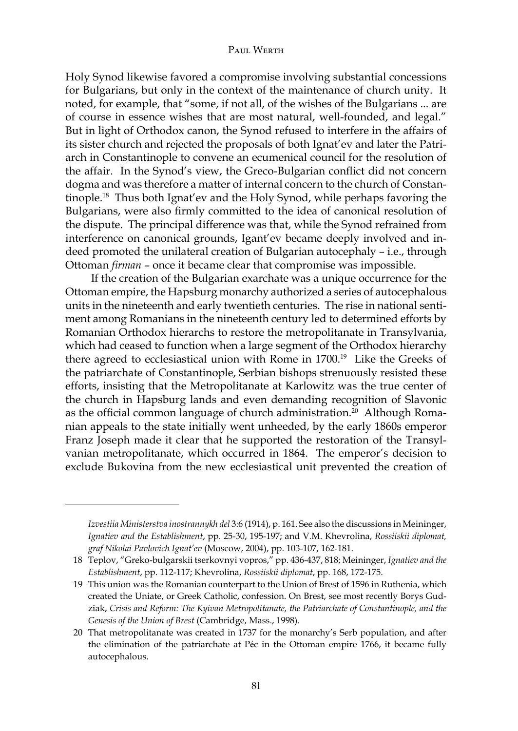Holy Synod likewise favored a compromise involving substantial concessions for Bulgarians, but only in the context of the maintenance of church unity. It noted, for example, that "some, if not all, of the wishes of the Bulgarians ... are of course in essence wishes that are most natural, well-founded, and legal." But in light of Orthodox canon, the Synod refused to interfere in the affairs of its sister church and rejected the proposals of both Ignat'ev and later the Patriarch in Constantinople to convene an ecumenical council for the resolution of the affair. In the Synod's view, the Greco-Bulgarian conflict did not concern dogma and was therefore a matter of internal concern to the church of Constantinople.[18] Thus both Ignat'ev and the Holy Synod, while perhaps favoring the Bulgarians, were also firmly committed to the idea of canonical resolution of the dispute. The principal difference was that, while the Synod refrained from interference on canonical grounds, Igant'ev became deeply involved and indeed promoted the unilateral creation of Bulgarian autocephaly – i.e., through Ottoman *firman* – once it became clear that compromise was impossible.

If the creation of the Bulgarian exarchate was a unique occurrence for the Ottoman empire, the Hapsburg monarchy authorized a series of autocephalous units in the nineteenth and early twentieth centuries. The rise in national sentiment among Romanians in the nineteenth century led to determined efforts by Romanian Orthodox hierarchs to restore the metropolitanate in Transylvania, which had ceased to function when a large segment of the Orthodox hierarchy there agreed to ecclesiastical union with Rome in 1700.[19] Like the Greeks of the patriarchate of Constantinople, Serbian bishops strenuously resisted these efforts, insisting that the Metropolitanate at Karlowitz was the true center of the church in Hapsburg lands and even demanding recognition of Slavonic as the official common language of church administration.[20] Although Romanian appeals to the state initially went unheeded, by the early 1860s emperor Franz Joseph made it clear that he supported the restoration of the Transylvanian metropolitanate, which occurred in 1864. The emperor's decision to exclude Bukovina from the new ecclesiastical unit prevented the creation of

---

*Izvestiia Ministerstva inostrannykh del* 3:6 (1914), p. 161. See also the discussions in Meininger, *Ignatiev and the Establishment*, pp. 25-30, 195-197; and V.M. Khevrolina, *Rossiiskii diplomat, graf Nikolai Pavlovich Ignat'ev* (Moscow, 2004), pp. 103-107, 162-181.

18 Teplov, "Greko-bulgarskii tserkovnyi vopros," pp. 436-437, 818; Meininger, *Ignatiev and the Establishment*, pp. 112-117; Khevrolina, *Rossiiskii diplomat*, pp. 168, 172-175.

19 This union was the Romanian counterpart to the Union of Brest of 1596 in Ruthenia, which created the Uniate, or Greek Catholic, confession. On Brest, see most recently Borys Gudziak, *Crisis and Reform: The Kyivan Metropolitanate, the Patriarchate of Constantinople, and the Genesis of the Union of Brest* (Cambridge, Mass., 1998).

20 That metropolitanate was created in 1737 for the monarchy's Serb population, and after the elimination of the patriarchate at Péc in the Ottoman empire 1766, it became fully autocephalous.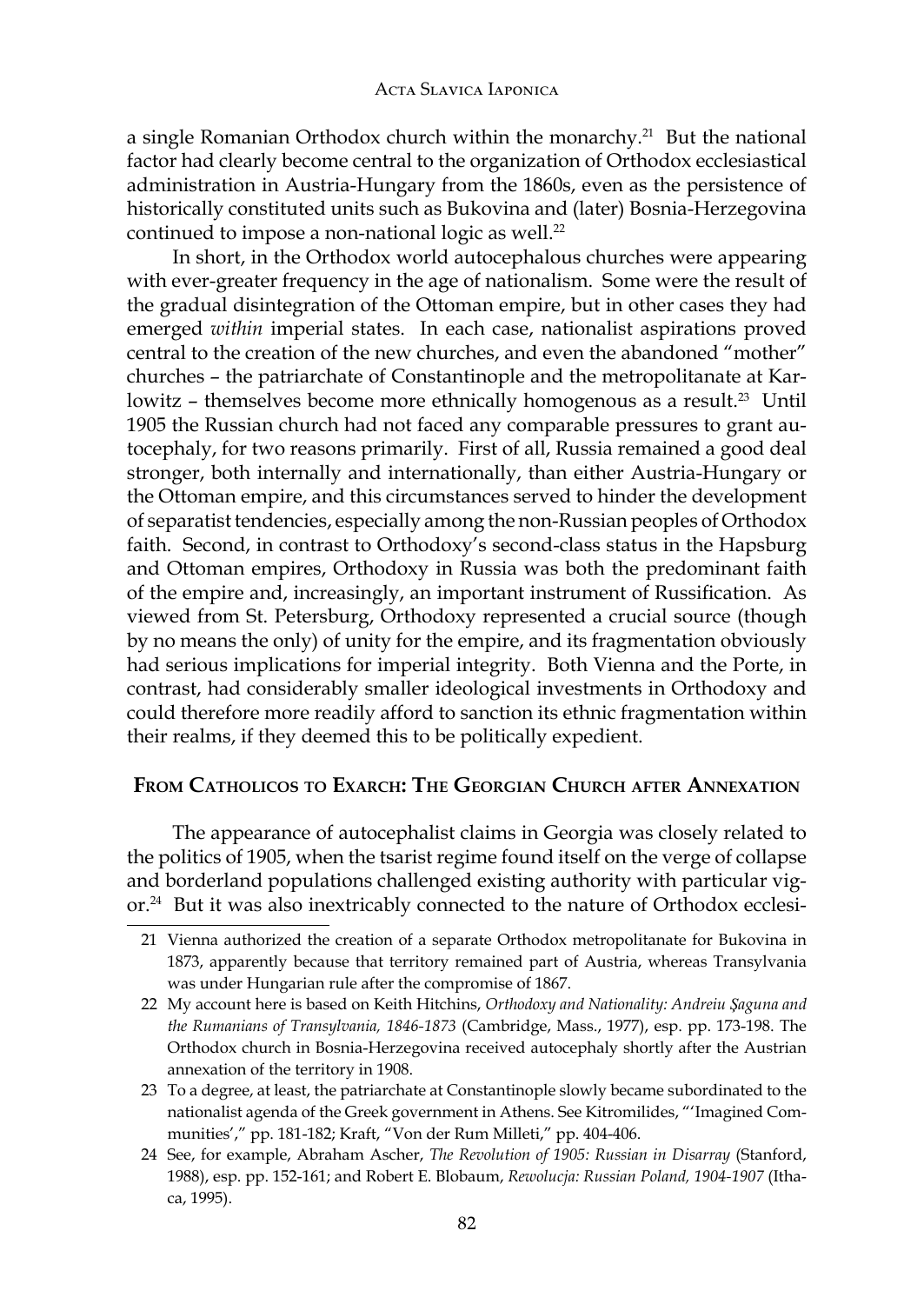a single Romanian Orthodox church within the monarchy.[21] But the national factor had clearly become central to the organization of Orthodox ecclesiastical administration in Austria-Hungary from the 1860s, even as the persistence of historically constituted units such as Bukovina and (later) Bosnia-Herzegovina continued to impose a non-national logic as well.[22]

In short, in the Orthodox world autocephalous churches were appearing with ever-greater frequency in the age of nationalism. Some were the result of the gradual disintegration of the Ottoman empire, but in other cases they had emerged *within* imperial states. In each case, nationalist aspirations proved central to the creation of the new churches, and even the abandoned "mother" churches – the patriarchate of Constantinople and the metropolitanate at Karlowitz – themselves become more ethnically homogenous as a result.[23] Until 1905 the Russian church had not faced any comparable pressures to grant autocephaly, for two reasons primarily. First of all, Russia remained a good deal stronger, both internally and internationally, than either Austria-Hungary or the Ottoman empire, and this circumstances served to hinder the development of separatist tendencies, especially among the non-Russian peoples of Orthodox faith. Second, in contrast to Orthodoxy's second-class status in the Hapsburg and Ottoman empires, Orthodoxy in Russia was both the predominant faith of the empire and, increasingly, an important instrument of Russification. As viewed from St. Petersburg, Orthodoxy represented a crucial source (though by no means the only) of unity for the empire, and its fragmentation obviously had serious implications for imperial integrity. Both Vienna and the Porte, in contrast, had considerably smaller ideological investments in Orthodoxy and could therefore more readily afford to sanction its ethnic fragmentation within their realms, if they deemed this to be politically expedient.

## From Catholicos to Exarch: The Georgian Church after Annexation

The appearance of autocephalist claims in Georgia was closely related to the politics of 1905, when the tsarist regime found itself on the verge of collapse and borderland populations challenged existing authority with particular vigor.[24] But it was also inextricably connected to the nature of Orthodox ecclesi-

---

21 Vienna authorized the creation of a separate Orthodox metropolitanate for Bukovina in 1873, apparently because that territory remained part of Austria, whereas Transylvania was under Hungarian rule after the compromise of 1867.

22 My account here is based on Keith Hitchins, *Orthodoxy and Nationality: Andreiu Şaguna and the Rumanians of Transylvania, 1846-1873* (Cambridge, Mass., 1977), esp. pp. 173-198. The Orthodox church in Bosnia-Herzegovina received autocephaly shortly after the Austrian annexation of the territory in 1908.

23 To a degree, at least, the patriarchate at Constantinople slowly became subordinated to the nationalist agenda of the Greek government in Athens. See Kitromilides, "'Imagined Communities'," pp. 181-182; Kraft, "Von der Rum Milleti," pp. 404-406.

24 See, for example, Abraham Ascher, *The Revolution of 1905: Russian in Disarray* (Stanford, 1988), esp. pp. 152-161; and Robert E. Blobaum, *Rewolucja: Russian Poland, 1904-1907* (Ithaca, 1995).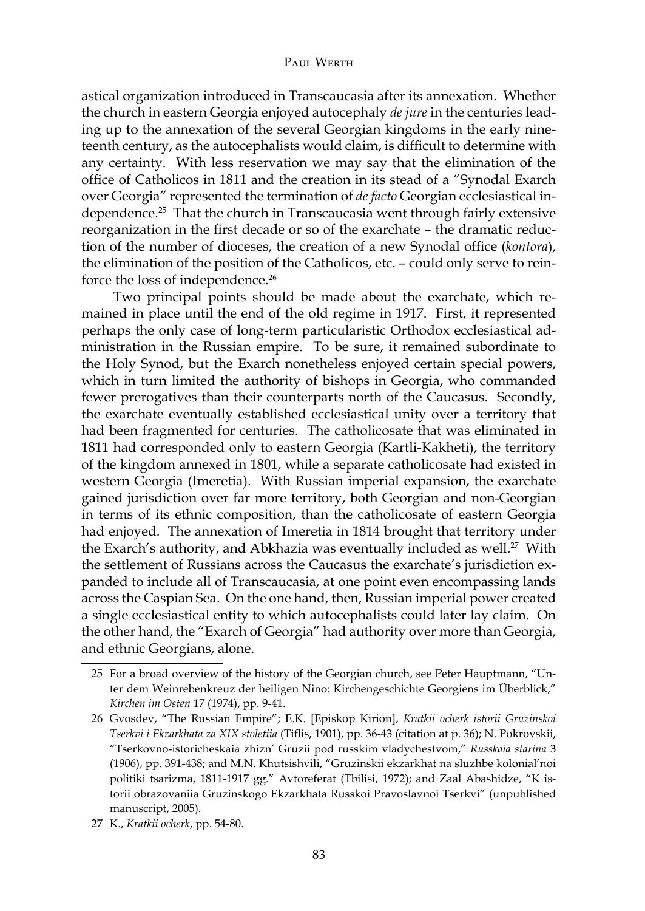astical organization introduced in Transcaucasia after its annexation. Whether the church in eastern Georgia enjoyed autocephaly *de jure* in the centuries leading up to the annexation of the several Georgian kingdoms in the early nineteenth century, as the autocephalists would claim, is difficult to determine with any certainty. With less reservation we may say that the elimination of the office of Catholicos in 1811 and the creation in its stead of a "Synodal Exarch over Georgia" represented the termination of *de facto* Georgian ecclesiastical independence.[25] That the church in Transcaucasia went through fairly extensive reorganization in the first decade or so of the exarchate – the dramatic reduction of the number of dioceses, the creation of a new Synodal office (*kontora*), the elimination of the position of the Catholicos, etc. – could only serve to reinforce the loss of independence.[26]

Two principal points should be made about the exarchate, which remained in place until the end of the old regime in 1917. First, it represented perhaps the only case of long-term particularistic Orthodox ecclesiastical administration in the Russian empire. To be sure, it remained subordinate to the Holy Synod, but the Exarch nonetheless enjoyed certain special powers, which in turn limited the authority of bishops in Georgia, who commanded fewer prerogatives than their counterparts north of the Caucasus. Secondly, the exarchate eventually established ecclesiastical unity over a territory that had been fragmented for centuries. The catholicosate that was eliminated in 1811 had corresponded only to eastern Georgia (Kartli-Kakheti), the territory of the kingdom annexed in 1801, while a separate catholicosate had existed in western Georgia (Imeretia). With Russian imperial expansion, the exarchate gained jurisdiction over far more territory, both Georgian and non-Georgian in terms of its ethnic composition, than the catholicosate of eastern Georgia had enjoyed. The annexation of Imeretia in 1814 brought that territory under the Exarch's authority, and Abkhazia was eventually included as well.[27] With the settlement of Russians across the Caucasus the exarchate's jurisdiction expanded to include all of Transcaucasia, at one point even encompassing lands across the Caspian Sea. On the one hand, then, Russian imperial power created a single ecclesiastical entity to which autocephalists could later lay claim. On the other hand, the "Exarch of Georgia" had authority over more than Georgia, and ethnic Georgians, alone.

---

25 For a broad overview of the history of the Georgian church, see Peter Hauptmann, "Unter dem Weinrebenkreuz der heiligen Nino: Kirchengeschichte Georgiens im Überblick," *Kirchen im Osten* 17 (1974), pp. 9-41.

26 Gvosdev, "The Russian Empire"; E.K. [Episkop Kirion], *Kratkii ocherk istorii Gruzinskoi Tserkvi i Ekzarkhata za XIX stoletiia* (Tiflis, 1901), pp. 36-43 (citation at p. 36); N. Pokrovskii, "Tserkovno-istoricheskaia zhizn' Gruzii pod russkim vladychestvom," *Russkaia starina* 3 (1906), pp. 391-438; and M.N. Khutsishvili, "Gruzinskii ekzarkhat na sluzhbe kolonial'noi politiki tsarizma, 1811-1917 gg." Avtoreferat (Tbilisi, 1972); and Zaal Abashidze, "K istorii obrazovaniia Gruzinskogo Ekzarkhata Russkoi Pravoslavnoi Tserkvi" (unpublished manuscript, 2005).

27 K., *Kratkii ocherk*, pp. 54-80.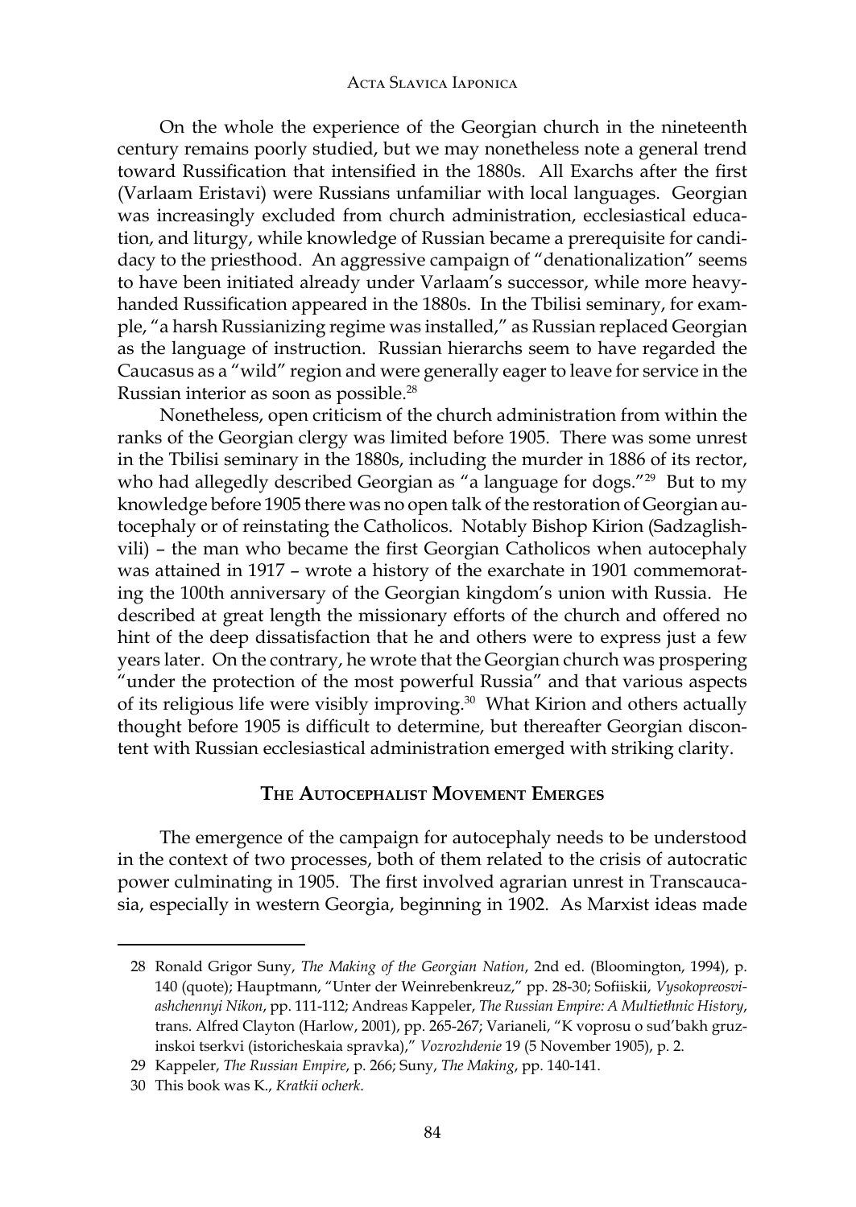On the whole the experience of the Georgian church in the nineteenth century remains poorly studied, but we may nonetheless note a general trend toward Russification that intensified in the 1880s. All Exarchs after the first (Varlaam Eristavi) were Russians unfamiliar with local languages. Georgian was increasingly excluded from church administration, ecclesiastical education, and liturgy, while knowledge of Russian became a prerequisite for candidacy to the priesthood. An aggressive campaign of "denationalization" seems to have been initiated already under Varlaam's successor, while more heavy-handed Russification appeared in the 1880s. In the Tbilisi seminary, for example, "a harsh Russianizing regime was installed," as Russian replaced Georgian as the language of instruction. Russian hierarchs seem to have regarded the Caucasus as a "wild" region and were generally eager to leave for service in the Russian interior as soon as possible.[28]

Nonetheless, open criticism of the church administration from within the ranks of the Georgian clergy was limited before 1905. There was some unrest in the Tbilisi seminary in the 1880s, including the murder in 1886 of its rector, who had allegedly described Georgian as "a language for dogs."[29] But to my knowledge before 1905 there was no open talk of the restoration of Georgian autocephaly or of reinstating the Catholicos. Notably Bishop Kirion (Sadzaglishvili) – the man who became the first Georgian Catholicos when autocephaly was attained in 1917 – wrote a history of the exarchate in 1901 commemorating the 100th anniversary of the Georgian kingdom's union with Russia. He described at great length the missionary efforts of the church and offered no hint of the deep dissatisfaction that he and others were to express just a few years later. On the contrary, he wrote that the Georgian church was prospering "under the protection of the most powerful Russia" and that various aspects of its religious life were visibly improving.[30] What Kirion and others actually thought before 1905 is difficult to determine, but thereafter Georgian discontent with Russian ecclesiastical administration emerged with striking clarity.

## The Autocephalist Movement Emerges

The emergence of the campaign for autocephaly needs to be understood in the context of two processes, both of them related to the crisis of autocratic power culminating in 1905. The first involved agrarian unrest in Transcaucasia, especially in western Georgia, beginning in 1902. As Marxist ideas made

---

28 Ronald Grigor Suny, *The Making of the Georgian Nation*, 2nd ed. (Bloomington, 1994), p. 140 (quote); Hauptmann, "Unter der Weinrebenkreuz," pp. 28-30; Sofiiskii, *Vysokopreosviashchennyi Nikon*, pp. 111-112; Andreas Kappeler, *The Russian Empire: A Multiethnic History*, trans. Alfred Clayton (Harlow, 2001), pp. 265-267; Varianeli, "K voprosu o sud'bakh gruzinskoi tserkvi (istoricheskaia spravka)," *Vozrozhdenie* 19 (5 November 1905), p. 2.

29 Kappeler, *The Russian Empire*, p. 266; Suny, *The Making*, pp. 140-141.

30 This book was K., *Kratkii ocherk*.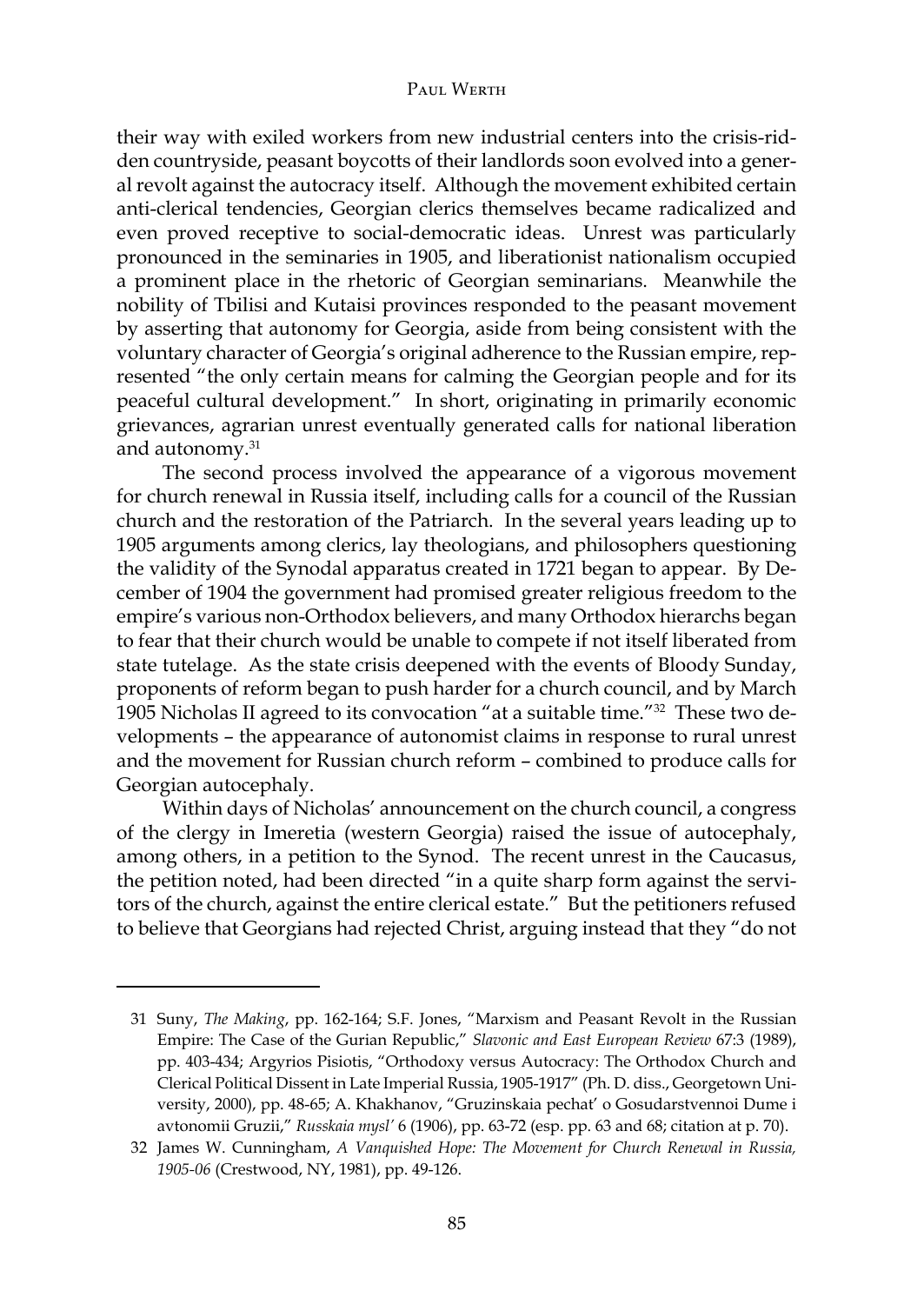their way with exiled workers from new industrial centers into the crisis-ridden countryside, peasant boycotts of their landlords soon evolved into a general revolt against the autocracy itself. Although the movement exhibited certain anti-clerical tendencies, Georgian clerics themselves became radicalized and even proved receptive to social-democratic ideas. Unrest was particularly pronounced in the seminaries in 1905, and liberationist nationalism occupied a prominent place in the rhetoric of Georgian seminarians. Meanwhile the nobility of Tbilisi and Kutaisi provinces responded to the peasant movement by asserting that autonomy for Georgia, aside from being consistent with the voluntary character of Georgia's original adherence to the Russian empire, represented "the only certain means for calming the Georgian people and for its peaceful cultural development." In short, originating in primarily economic grievances, agrarian unrest eventually generated calls for national liberation and autonomy.[31]

The second process involved the appearance of a vigorous movement for church renewal in Russia itself, including calls for a council of the Russian church and the restoration of the Patriarch. In the several years leading up to 1905 arguments among clerics, lay theologians, and philosophers questioning the validity of the Synodal apparatus created in 1721 began to appear. By December of 1904 the government had promised greater religious freedom to the empire's various non-Orthodox believers, and many Orthodox hierarchs began to fear that their church would be unable to compete if not itself liberated from state tutelage. As the state crisis deepened with the events of Bloody Sunday, proponents of reform began to push harder for a church council, and by March 1905 Nicholas II agreed to its convocation "at a suitable time."[32] These two developments – the appearance of autonomist claims in response to rural unrest and the movement for Russian church reform – combined to produce calls for Georgian autocephaly.

Within days of Nicholas' announcement on the church council, a congress of the clergy in Imeretia (western Georgia) raised the issue of autocephaly, among others, in a petition to the Synod. The recent unrest in the Caucasus, the petition noted, had been directed "in a quite sharp form against the servitors of the church, against the entire clerical estate." But the petitioners refused to believe that Georgians had rejected Christ, arguing instead that they "do not

---

31 Suny, *The Making*, pp. 162-164; S.F. Jones, "Marxism and Peasant Revolt in the Russian Empire: The Case of the Gurian Republic," *Slavonic and East European Review* 67:3 (1989), pp. 403-434; Argyrios Pisiotis, "Orthodoxy versus Autocracy: The Orthodox Church and Clerical Political Dissent in Late Imperial Russia, 1905-1917" (Ph. D. diss., Georgetown University, 2000), pp. 48-65; A. Khakhanov, "Gruzinskaia pechat' o Gosudarstvennoi Dume i avtonomii Gruzii," *Russkaia mysl'* 6 (1906), pp. 63-72 (esp. pp. 63 and 68; citation at p. 70).

32 James W. Cunningham, *A Vanquished Hope: The Movement for Church Renewal in Russia, 1905-06* (Crestwood, NY, 1981), pp. 49-126.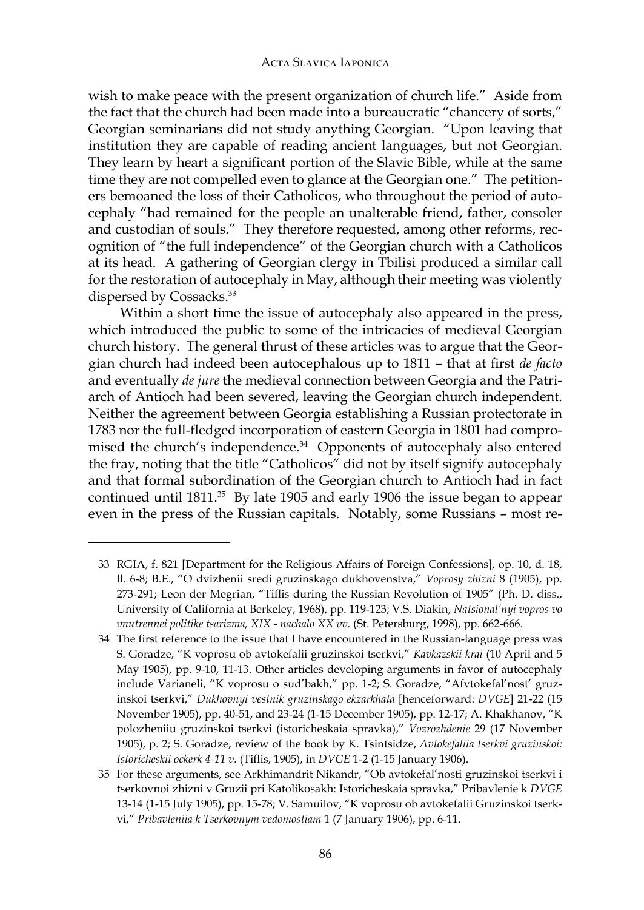wish to make peace with the present organization of church life." Aside from the fact that the church had been made into a bureaucratic "chancery of sorts," Georgian seminarians did not study anything Georgian. "Upon leaving that institution they are capable of reading ancient languages, but not Georgian. They learn by heart a significant portion of the Slavic Bible, while at the same time they are not compelled even to glance at the Georgian one." The petitioners bemoaned the loss of their Catholicos, who throughout the period of autocephaly "had remained for the people an unalterable friend, father, consoler and custodian of souls." They therefore requested, among other reforms, recognition of "the full independence" of the Georgian church with a Catholicos at its head. A gathering of Georgian clergy in Tbilisi produced a similar call for the restoration of autocephaly in May, although their meeting was violently dispersed by Cossacks.[33]

Within a short time the issue of autocephaly also appeared in the press, which introduced the public to some of the intricacies of medieval Georgian church history. The general thrust of these articles was to argue that the Georgian church had indeed been autocephalous up to 1811 – that at first *de facto* and eventually *de jure* the medieval connection between Georgia and the Patriarch of Antioch had been severed, leaving the Georgian church independent. Neither the agreement between Georgia establishing a Russian protectorate in 1783 nor the full-fledged incorporation of eastern Georgia in 1801 had compromised the church's independence.[34] Opponents of autocephaly also entered the fray, noting that the title "Catholicos" did not by itself signify autocephaly and that formal subordination of the Georgian church to Antioch had in fact continued until 1811.[35] By late 1905 and early 1906 the issue began to appear even in the press of the Russian capitals. Notably, some Russians – most re-

---

33 RGIA, f. 821 [Department for the Religious Affairs of Foreign Confessions], op. 10, d. 18, ll. 6-8; B.E., "O dvizhenii sredi gruzinskago dukhovenstva," *Voprosy zhizni* 8 (1905), pp. 273-291; Leon der Megrian, "Tiflis during the Russian Revolution of 1905" (Ph. D. diss., University of California at Berkeley, 1968), pp. 119-123; V.S. Diakin, *Natsional'nyi vopros vo vnutrennei politike tsarizma, XIX - nachalo XX vv.* (St. Petersburg, 1998), pp. 662-666.

34 The first reference to the issue that I have encountered in the Russian-language press was S. Goradze, "K voprosu ob avtokefalii gruzinskoi tserkvi," *Kavkazskii krai* (10 April and 5 May 1905), pp. 9-10, 11-13. Other articles developing arguments in favor of autocephaly include Varianeli, "K voprosu o sud'bakh," pp. 1-2; S. Goradze, "Afvtokefal'nost' gruzinskoi tserkvi," *Dukhovnyi vestnik gruzinskago ekzarkhata* [henceforward: *DVGE*] 21-22 (15 November 1905), pp. 40-51, and 23-24 (1-15 December 1905), pp. 12-17; A. Khakhanov, "K polozheniiu gruzinskoi tserkvi (istoricheskaia spravka)," *Vozrozhdenie* 29 (17 November 1905), p. 2; S. Goradze, review of the book by K. Tsintsidze, *Avtokefaliia tserkvi gruzinskoi: Istoricheskii ockerk 4-11 v.* (Tiflis, 1905), in *DVGE* 1-2 (1-15 January 1906).

35 For these arguments, see Arkhimandrit Nikandr, "Ob avtokefal'nosti gruzinskoi tserkvi i tserkovnoi zhizni v Gruzii pri Katolikosakh: Istoricheskaia spravka," Pribavlenie k *DVGE* 13-14 (1-15 July 1905), pp. 15-78; V. Samuilov, "K voprosu ob avtokefalii Gruzinskoi tserkvi," *Pribavleniia k Tserkovnym vedomostiam* 1 (7 January 1906), pp. 6-11.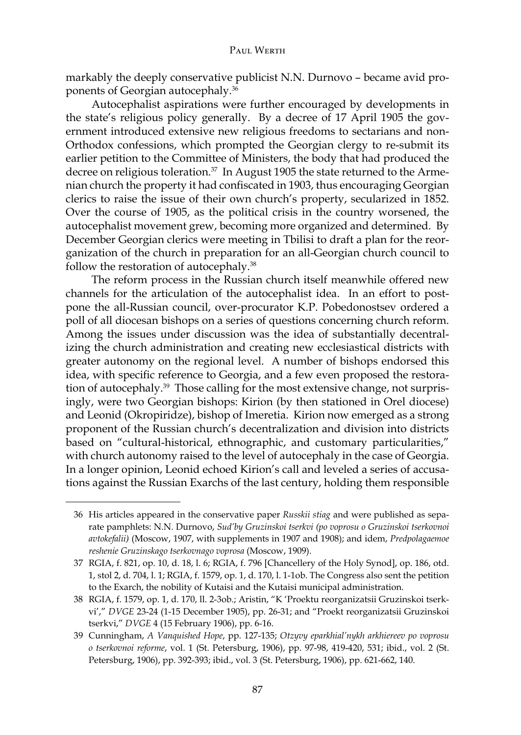markably the deeply conservative publicist N.N. Durnovo – became avid proponents of Georgian autocephaly.[36]

Autocephalist aspirations were further encouraged by developments in the state's religious policy generally. By a decree of 17 April 1905 the government introduced extensive new religious freedoms to sectarians and non-Orthodox confessions, which prompted the Georgian clergy to re-submit its earlier petition to the Committee of Ministers, the body that had produced the decree on religious toleration.[37] In August 1905 the state returned to the Armenian church the property it had confiscated in 1903, thus encouraging Georgian clerics to raise the issue of their own church's property, secularized in 1852. Over the course of 1905, as the political crisis in the country worsened, the autocephalist movement grew, becoming more organized and determined. By December Georgian clerics were meeting in Tbilisi to draft a plan for the reorganization of the church in preparation for an all-Georgian church council to follow the restoration of autocephaly.[38]

The reform process in the Russian church itself meanwhile offered new channels for the articulation of the autocephalist idea. In an effort to postpone the all-Russian council, over-procurator K.P. Pobedonostsev ordered a poll of all diocesan bishops on a series of questions concerning church reform. Among the issues under discussion was the idea of substantially decentralizing the church administration and creating new ecclesiastical districts with greater autonomy on the regional level. A number of bishops endorsed this idea, with specific reference to Georgia, and a few even proposed the restoration of autocephaly.[39] Those calling for the most extensive change, not surprisingly, were two Georgian bishops: Kirion (by then stationed in Orel diocese) and Leonid (Okropiridze), bishop of Imeretia. Kirion now emerged as a strong proponent of the Russian church's decentralization and division into districts based on "cultural-historical, ethnographic, and customary particularities," with church autonomy raised to the level of autocephaly in the case of Georgia. In a longer opinion, Leonid echoed Kirion's call and leveled a series of accusations against the Russian Exarchs of the last century, holding them responsible

---

36 His articles appeared in the conservative paper *Russkii stiag* and were published as separate pamphlets: N.N. Durnovo, *Sud'by Gruzinskoi tserkvi (po voprosu o Gruzinskoi tserkovnoi avtokefalii)* (Moscow, 1907, with supplements in 1907 and 1908); and idem, *Predpolagaemoe reshenie Gruzinskago tserkovnago voprosa* (Moscow, 1909).

37 RGIA, f. 821, op. 10, d. 18, l. 6; RGIA, f. 796 [Chancellery of the Holy Synod], op. 186, otd. 1, stol 2, d. 704, l. 1; RGIA, f. 1579, op. 1, d. 170, l. 1-1ob. The Congress also sent the petition to the Exarch, the nobility of Kutaisi and the Kutaisi municipal administration.

38 RGIA, f. 1579, op. 1, d. 170, ll. 2-3ob.; Aristin, "K 'Proektu reorganizatsii Gruzinskoi tserkvi'," *DVGE* 23-24 (1-15 December 1905), pp. 26-31; and "Proekt reorganizatsii Gruzinskoi tserkvi," *DVGE* 4 (15 February 1906), pp. 6-16.

39 Cunningham, *A Vanquished Hope*, pp. 127-135; *Otzyvy eparkhial'nykh arkhiereev po voprosu o tserkovnoi reforme*, vol. 1 (St. Petersburg, 1906), pp. 97-98, 419-420, 531; ibid., vol. 2 (St. Petersburg, 1906), pp. 392-393; ibid., vol. 3 (St. Petersburg, 1906), pp. 621-662, 140.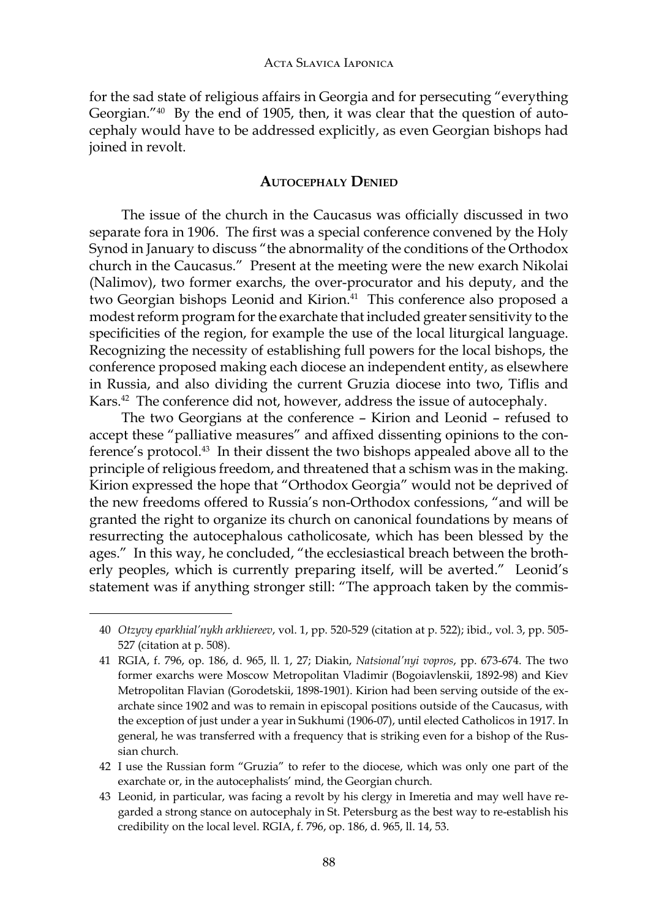for the sad state of religious affairs in Georgia and for persecuting "everything Georgian."[40] By the end of 1905, then, it was clear that the question of autocephaly would have to be addressed explicitly, as even Georgian bishops had joined in revolt.

## Autocephaly Denied

The issue of the church in the Caucasus was officially discussed in two separate fora in 1906. The first was a special conference convened by the Holy Synod in January to discuss "the abnormality of the conditions of the Orthodox church in the Caucasus." Present at the meeting were the new exarch Nikolai (Nalimov), two former exarchs, the over-procurator and his deputy, and the two Georgian bishops Leonid and Kirion.[41] This conference also proposed a modest reform program for the exarchate that included greater sensitivity to the specificities of the region, for example the use of the local liturgical language. Recognizing the necessity of establishing full powers for the local bishops, the conference proposed making each diocese an independent entity, as elsewhere in Russia, and also dividing the current Gruzia diocese into two, Tiflis and Kars.[42] The conference did not, however, address the issue of autocephaly.

The two Georgians at the conference – Kirion and Leonid – refused to accept these "palliative measures" and affixed dissenting opinions to the conference's protocol.[43] In their dissent the two bishops appealed above all to the principle of religious freedom, and threatened that a schism was in the making. Kirion expressed the hope that "Orthodox Georgia" would not be deprived of the new freedoms offered to Russia's non-Orthodox confessions, "and will be granted the right to organize its church on canonical foundations by means of resurrecting the autocephalous catholicosate, which has been blessed by the ages." In this way, he concluded, "the ecclesiastical breach between the brotherly peoples, which is currently preparing itself, will be averted." Leonid's statement was if anything stronger still: "The approach taken by the commis-

---

40 *Otzyvy eparkhial'nykh arkhiereev*, vol. 1, pp. 520-529 (citation at p. 522); ibid., vol. 3, pp. 505-527 (citation at p. 508).

41 RGIA, f. 796, op. 186, d. 965, ll. 1, 27; Diakin, *Natsional'nyi vopros*, pp. 673-674. The two former exarchs were Moscow Metropolitan Vladimir (Bogoiavlenskii, 1892-98) and Kiev Metropolitan Flavian (Gorodetskii, 1898-1901). Kirion had been serving outside of the exarchate since 1902 and was to remain in episcopal positions outside of the Caucasus, with the exception of just under a year in Sukhumi (1906-07), until elected Catholicos in 1917. In general, he was transferred with a frequency that is striking even for a bishop of the Russian church.

42 I use the Russian form "Gruzia" to refer to the diocese, which was only one part of the exarchate or, in the autocephalists' mind, the Georgian church.

43 Leonid, in particular, was facing a revolt by his clergy in Imeretia and may well have regarded a strong stance on autocephaly in St. Petersburg as the best way to re-establish his credibility on the local level. RGIA, f. 796, op. 186, d. 965, ll. 14, 53.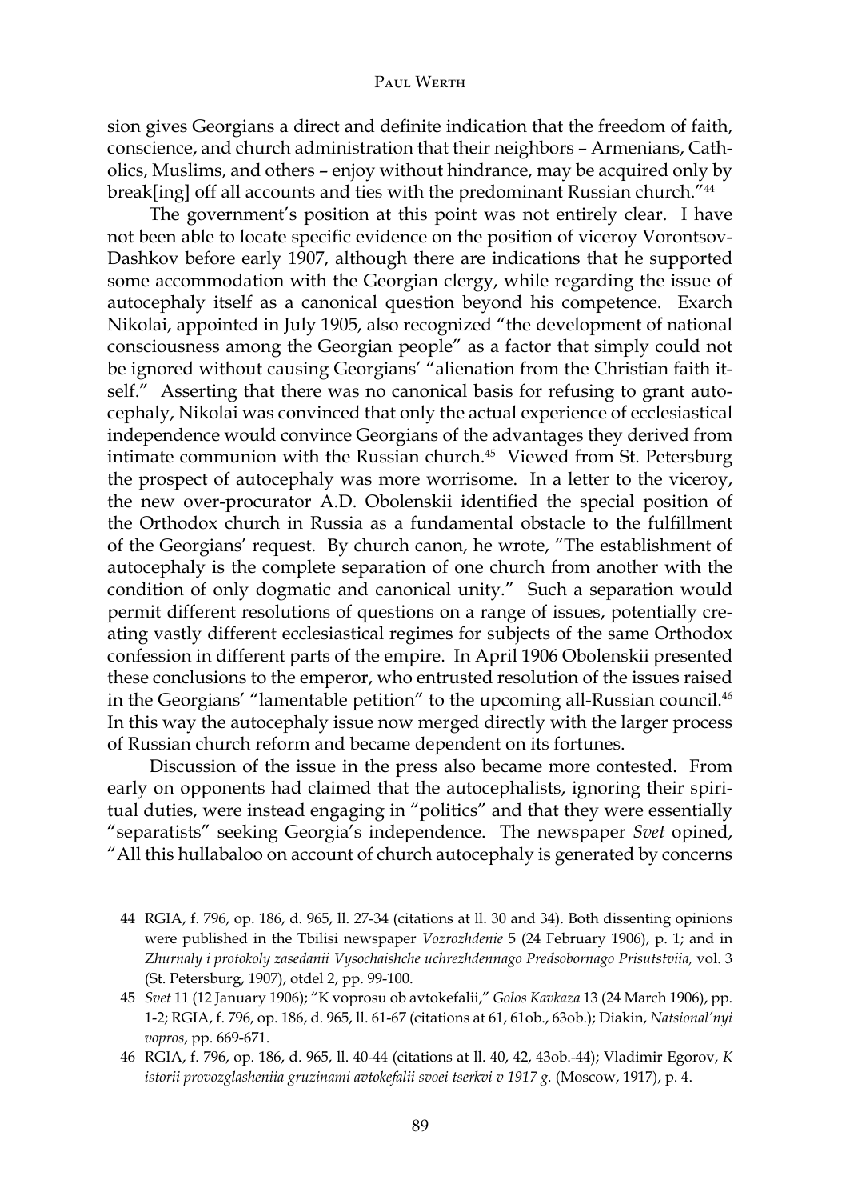sion gives Georgians a direct and definite indication that the freedom of faith, conscience, and church administration that their neighbors – Armenians, Catholics, Muslims, and others – enjoy without hindrance, may be acquired only by break[ing] off all accounts and ties with the predominant Russian church."[44]

The government's position at this point was not entirely clear. I have not been able to locate specific evidence on the position of viceroy Vorontsov-Dashkov before early 1907, although there are indications that he supported some accommodation with the Georgian clergy, while regarding the issue of autocephaly itself as a canonical question beyond his competence. Exarch Nikolai, appointed in July 1905, also recognized "the development of national consciousness among the Georgian people" as a factor that simply could not be ignored without causing Georgians' "alienation from the Christian faith itself." Asserting that there was no canonical basis for refusing to grant autocephaly, Nikolai was convinced that only the actual experience of ecclesiastical independence would convince Georgians of the advantages they derived from intimate communion with the Russian church.[45] Viewed from St. Petersburg the prospect of autocephaly was more worrisome. In a letter to the viceroy, the new over-procurator A.D. Obolenskii identified the special position of the Orthodox church in Russia as a fundamental obstacle to the fulfillment of the Georgians' request. By church canon, he wrote, "The establishment of autocephaly is the complete separation of one church from another with the condition of only dogmatic and canonical unity." Such a separation would permit different resolutions of questions on a range of issues, potentially creating vastly different ecclesiastical regimes for subjects of the same Orthodox confession in different parts of the empire. In April 1906 Obolenskii presented these conclusions to the emperor, who entrusted resolution of the issues raised in the Georgians' "lamentable petition" to the upcoming all-Russian council.[46] In this way the autocephaly issue now merged directly with the larger process of Russian church reform and became dependent on its fortunes.

Discussion of the issue in the press also became more contested. From early on opponents had claimed that the autocephalists, ignoring their spiritual duties, were instead engaging in "politics" and that they were essentially "separatists" seeking Georgia's independence. The newspaper *Svet* opined, "All this hullabaloo on account of church autocephaly is generated by concerns

---

44 RGIA, f. 796, op. 186, d. 965, ll. 27-34 (citations at ll. 30 and 34). Both dissenting opinions were published in the Tbilisi newspaper *Vozrozhdenie* 5 (24 February 1906), p. 1; and in *Zhurnaly i protokoly zasedanii Vysochaishche uchrezhdennago Predsobornago Prisutstviia,* vol. 3 (St. Petersburg, 1907), otdel 2, pp. 99-100.

45 *Svet* 11 (12 January 1906); "K voprosu ob avtokefalii," *Golos Kavkaza* 13 (24 March 1906), pp. 1-2; RGIA, f. 796, op. 186, d. 965, ll. 61-67 (citations at 61, 61ob., 63ob.); Diakin, *Natsional'nyi vopros*, pp. 669-671.

46 RGIA, f. 796, op. 186, d. 965, ll. 40-44 (citations at ll. 40, 42, 43ob.-44); Vladimir Egorov, *K istorii provozglasheniia gruzinami avtokefalii svoei tserkvi v 1917 g.* (Moscow, 1917), p. 4.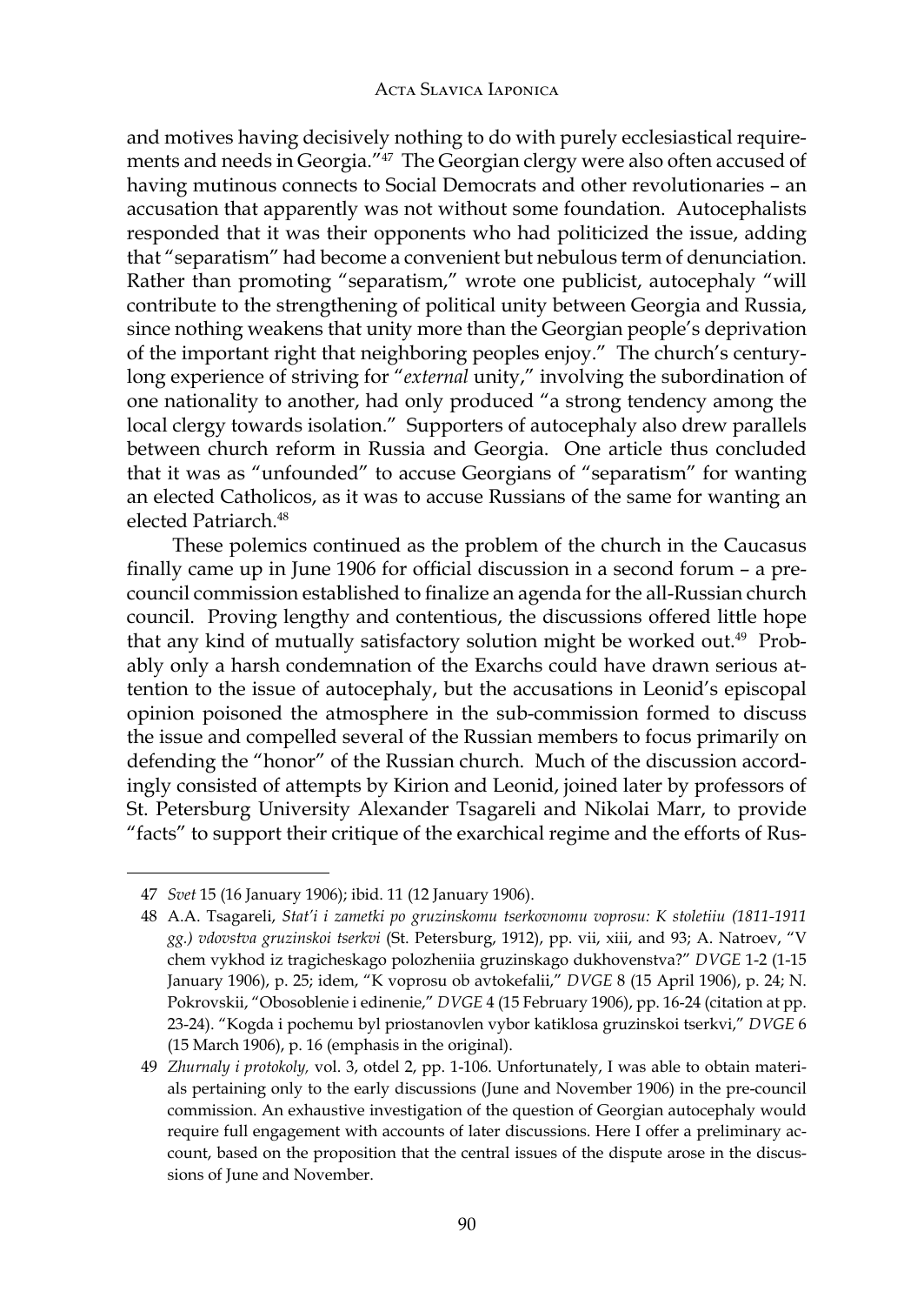and motives having decisively nothing to do with purely ecclesiastical requirements and needs in Georgia."[47] The Georgian clergy were also often accused of having mutinous connects to Social Democrats and other revolutionaries – an accusation that apparently was not without some foundation. Autocephalists responded that it was their opponents who had politicized the issue, adding that "separatism" had become a convenient but nebulous term of denunciation. Rather than promoting "separatism," wrote one publicist, autocephaly "will contribute to the strengthening of political unity between Georgia and Russia, since nothing weakens that unity more than the Georgian people's deprivation of the important right that neighboring peoples enjoy." The church's century-long experience of striving for "*external* unity," involving the subordination of one nationality to another, had only produced "a strong tendency among the local clergy towards isolation." Supporters of autocephaly also drew parallels between church reform in Russia and Georgia. One article thus concluded that it was as "unfounded" to accuse Georgians of "separatism" for wanting an elected Catholicos, as it was to accuse Russians of the same for wanting an elected Patriarch.[48]

These polemics continued as the problem of the church in the Caucasus finally came up in June 1906 for official discussion in a second forum – a pre-council commission established to finalize an agenda for the all-Russian church council. Proving lengthy and contentious, the discussions offered little hope that any kind of mutually satisfactory solution might be worked out.[49] Probably only a harsh condemnation of the Exarchs could have drawn serious attention to the issue of autocephaly, but the accusations in Leonid's episcopal opinion poisoned the atmosphere in the sub-commission formed to discuss the issue and compelled several of the Russian members to focus primarily on defending the "honor" of the Russian church. Much of the discussion accordingly consisted of attempts by Kirion and Leonid, joined later by professors of St. Petersburg University Alexander Tsagareli and Nikolai Marr, to provide "facts" to support their critique of the exarchical regime and the efforts of Rus-

---

47 *Svet* 15 (16 January 1906); ibid. 11 (12 January 1906).

48 A.A. Tsagareli, *Stat'i i zametki po gruzinskomu tserkovnomu voprosu: K stoletiiu (1811-1911 gg.) vdovstva gruzinskoi tserkvi* (St. Petersburg, 1912), pp. vii, xiii, and 93; A. Natroev, "V chem vykhod iz tragicheskago polozheniia gruzinskago dukhovenstva?" *DVGE* 1-2 (1-15 January 1906), p. 25; idem, "K voprosu ob avtokefalii," *DVGE* 8 (15 April 1906), p. 24; N. Pokrovskii, "Obosoblenie i edinenie," *DVGE* 4 (15 February 1906), pp. 16-24 (citation at pp. 23-24). "Kogda i pochemu byl priostanovlen vybor katiklosa gruzinskoi tserkvi," *DVGE* 6 (15 March 1906), p. 16 (emphasis in the original).

49 *Zhurnaly i protokoly,* vol. 3, otdel 2, pp. 1-106. Unfortunately, I was able to obtain materials pertaining only to the early discussions (June and November 1906) in the pre-council commission. An exhaustive investigation of the question of Georgian autocephaly would require full engagement with accounts of later discussions. Here I offer a preliminary account, based on the proposition that the central issues of the dispute arose in the discussions of June and November.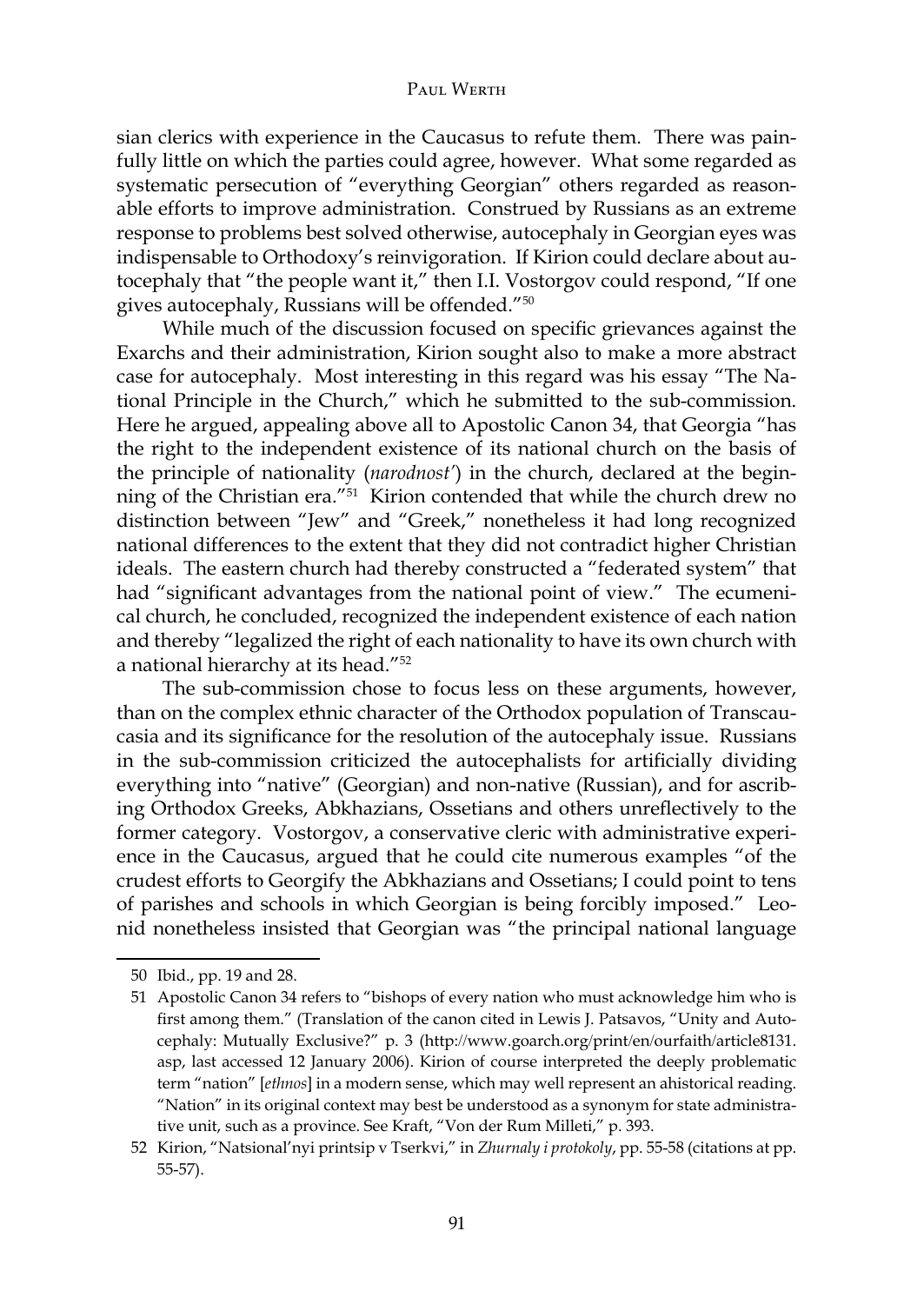sian clerics with experience in the Caucasus to refute them. There was painfully little on which the parties could agree, however. What some regarded as systematic persecution of "everything Georgian" others regarded as reasonable efforts to improve administration. Construed by Russians as an extreme response to problems best solved otherwise, autocephaly in Georgian eyes was indispensable to Orthodoxy's reinvigoration. If Kirion could declare about autocephaly that "the people want it," then I.I. Vostorgov could respond, "If one gives autocephaly, Russians will be offended."[50]

While much of the discussion focused on specific grievances against the Exarchs and their administration, Kirion sought also to make a more abstract case for autocephaly. Most interesting in this regard was his essay "The National Principle in the Church," which he submitted to the sub-commission. Here he argued, appealing above all to Apostolic Canon 34, that Georgia "has the right to the independent existence of its national church on the basis of the principle of nationality (*narodnost'*) in the church, declared at the beginning of the Christian era."[51] Kirion contended that while the church drew no distinction between "Jew" and "Greek," nonetheless it had long recognized national differences to the extent that they did not contradict higher Christian ideals. The eastern church had thereby constructed a "federated system" that had "significant advantages from the national point of view." The ecumenical church, he concluded, recognized the independent existence of each nation and thereby "legalized the right of each nationality to have its own church with a national hierarchy at its head."[52]

The sub-commission chose to focus less on these arguments, however, than on the complex ethnic character of the Orthodox population of Transcaucasia and its significance for the resolution of the autocephaly issue. Russians in the sub-commission criticized the autocephalists for artificially dividing everything into "native" (Georgian) and non-native (Russian), and for ascribing Orthodox Greeks, Abkhazians, Ossetians and others unreflectively to the former category. Vostorgov, a conservative cleric with administrative experience in the Caucasus, argued that he could cite numerous examples "of the crudest efforts to Georgify the Abkhazians and Ossetians; I could point to tens of parishes and schools in which Georgian is being forcibly imposed." Leonid nonetheless insisted that Georgian was "the principal national language

---

50 Ibid., pp. 19 and 28.

51 Apostolic Canon 34 refers to "bishops of every nation who must acknowledge him who is first among them." (Translation of the canon cited in Lewis J. Patsavos, "Unity and Autocephaly: Mutually Exclusive?" p. 3 (http://www.goarch.org/print/en/ourfaith/article8131.asp, last accessed 12 January 2006). Kirion of course interpreted the deeply problematic term "nation" [*ethnos*] in a modern sense, which may well represent an ahistorical reading. "Nation" in its original context may best be understood as a synonym for state administrative unit, such as a province. See Kraft, "Von der Rum Milleti," p. 393.

52 Kirion, "Natsional'nyi printsip v Tserkvi," in *Zhurnaly i protokoly*, pp. 55-58 (citations at pp. 55-57).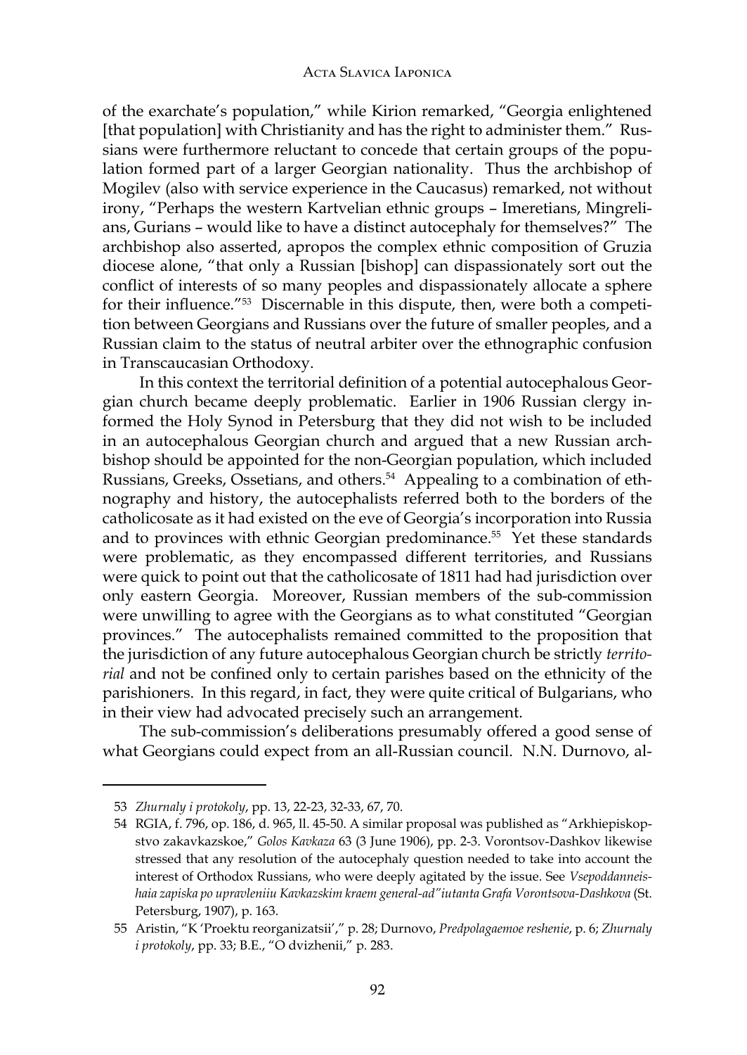of the exarchate's population," while Kirion remarked, "Georgia enlightened [that population] with Christianity and has the right to administer them." Russians were furthermore reluctant to concede that certain groups of the population formed part of a larger Georgian nationality. Thus the archbishop of Mogilev (also with service experience in the Caucasus) remarked, not without irony, "Perhaps the western Kartvelian ethnic groups – Imeretians, Mingrelians, Gurians – would like to have a distinct autocephaly for themselves?" The archbishop also asserted, apropos the complex ethnic composition of Gruzia diocese alone, "that only a Russian [bishop] can dispassionately sort out the conflict of interests of so many peoples and dispassionately allocate a sphere for their influence."[53] Discernable in this dispute, then, were both a competition between Georgians and Russians over the future of smaller peoples, and a Russian claim to the status of neutral arbiter over the ethnographic confusion in Transcaucasian Orthodoxy.

In this context the territorial definition of a potential autocephalous Georgian church became deeply problematic. Earlier in 1906 Russian clergy informed the Holy Synod in Petersburg that they did not wish to be included in an autocephalous Georgian church and argued that a new Russian archbishop should be appointed for the non-Georgian population, which included Russians, Greeks, Ossetians, and others.[54] Appealing to a combination of ethnography and history, the autocephalists referred both to the borders of the catholicosate as it had existed on the eve of Georgia's incorporation into Russia and to provinces with ethnic Georgian predominance.[55] Yet these standards were problematic, as they encompassed different territories, and Russians were quick to point out that the catholicosate of 1811 had had jurisdiction over only eastern Georgia. Moreover, Russian members of the sub-commission were unwilling to agree with the Georgians as to what constituted "Georgian provinces." The autocephalists remained committed to the proposition that the jurisdiction of any future autocephalous Georgian church be strictly *territorial* and not be confined only to certain parishes based on the ethnicity of the parishioners. In this regard, in fact, they were quite critical of Bulgarians, who in their view had advocated precisely such an arrangement.

The sub-commission's deliberations presumably offered a good sense of what Georgians could expect from an all-Russian council. N.N. Durnovo, al-

---

53 *Zhurnaly i protokoly*, pp. 13, 22-23, 32-33, 67, 70.

54 RGIA, f. 796, op. 186, d. 965, ll. 45-50. A similar proposal was published as "Arkhiepiskopstvo zakavkazskoe," *Golos Kavkaza* 63 (3 June 1906), pp. 2-3. Vorontsov-Dashkov likewise stressed that any resolution of the autocephaly question needed to take into account the interest of Orthodox Russians, who were deeply agitated by the issue. See *Vsepoddanneishaia zapiska po upravleniiu Kavkazskim kraem general-ad"iutanta Grafa Vorontsova-Dashkova* (St. Petersburg, 1907), p. 163.

55 Aristin, "K 'Proektu reorganizatsii'," p. 28; Durnovo, *Predpolagaemoe reshenie*, p. 6; *Zhurnaly i protokoly*, pp. 33; B.E., "O dvizhenii," p. 283.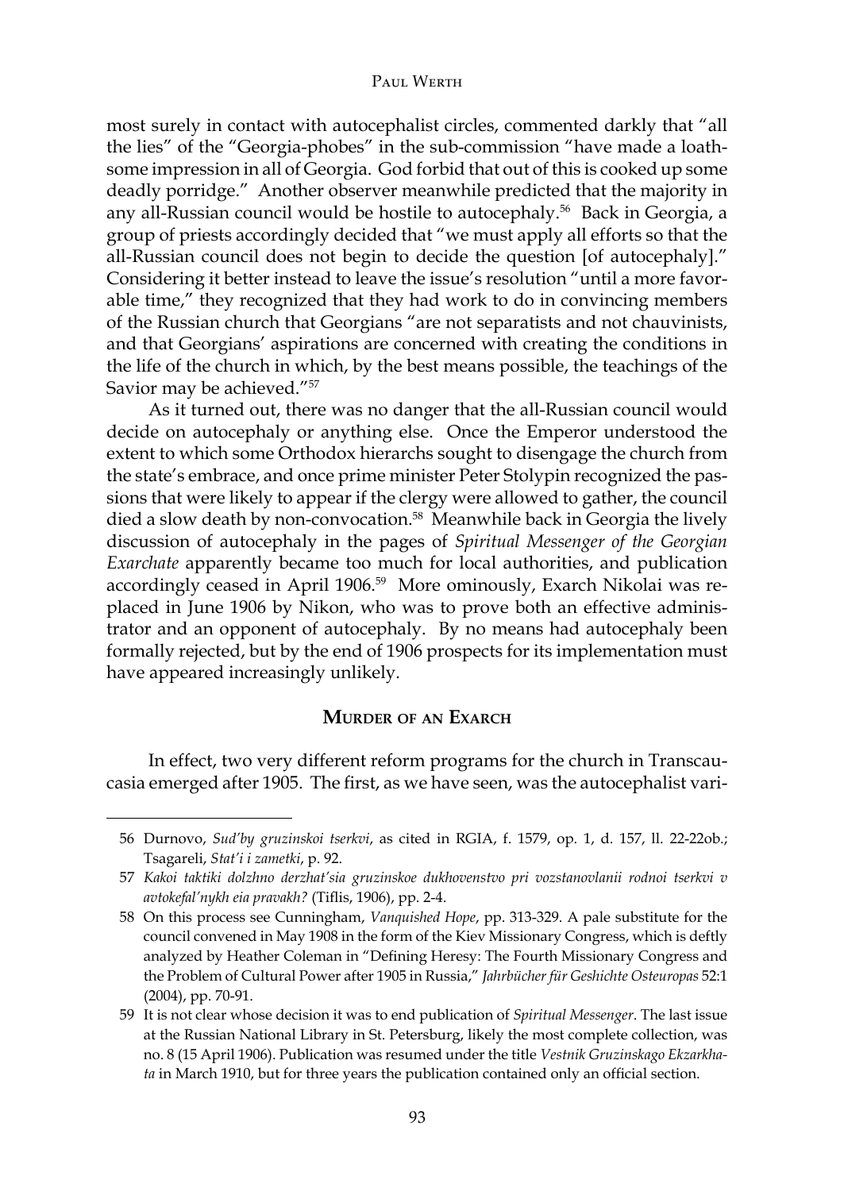most surely in contact with autocephalist circles, commented darkly that "all the lies" of the "Georgia-phobes" in the sub-commission "have made a loathsome impression in all of Georgia. God forbid that out of this is cooked up some deadly porridge." Another observer meanwhile predicted that the majority in any all-Russian council would be hostile to autocephaly.[56] Back in Georgia, a group of priests accordingly decided that "we must apply all efforts so that the all-Russian council does not begin to decide the question [of autocephaly]." Considering it better instead to leave the issue's resolution "until a more favorable time," they recognized that they had work to do in convincing members of the Russian church that Georgians "are not separatists and not chauvinists, and that Georgians' aspirations are concerned with creating the conditions in the life of the church in which, by the best means possible, the teachings of the Savior may be achieved."[57]

As it turned out, there was no danger that the all-Russian council would decide on autocephaly or anything else. Once the Emperor understood the extent to which some Orthodox hierarchs sought to disengage the church from the state's embrace, and once prime minister Peter Stolypin recognized the passions that were likely to appear if the clergy were allowed to gather, the council died a slow death by non-convocation.[58] Meanwhile back in Georgia the lively discussion of autocephaly in the pages of *Spiritual Messenger of the Georgian Exarchate* apparently became too much for local authorities, and publication accordingly ceased in April 1906.[59] More ominously, Exarch Nikolai was replaced in June 1906 by Nikon, who was to prove both an effective administrator and an opponent of autocephaly. By no means had autocephaly been formally rejected, but by the end of 1906 prospects for its implementation must have appeared increasingly unlikely.

## Murder of an Exarch

In effect, two very different reform programs for the church in Transcaucasia emerged after 1905. The first, as we have seen, was the autocephalist vari-

---

56 Durnovo, *Sud'by gruzinskoi tserkvi*, as cited in RGIA, f. 1579, op. 1, d. 157, ll. 22-22ob.; Tsagareli, *Stat'i i zametki*, p. 92.

57 *Kakoi taktiki dolzhno derzhat'sia gruzinskoe dukhovenstvo pri vozstanovlanii rodnoi tserkvi v avtokefal'nykh eia pravakh?* (Tiflis, 1906), pp. 2-4.

58 On this process see Cunningham, *Vanquished Hope*, pp. 313-329. A pale substitute for the council convened in May 1908 in the form of the Kiev Missionary Congress, which is deftly analyzed by Heather Coleman in "Defining Heresy: The Fourth Missionary Congress and the Problem of Cultural Power after 1905 in Russia," *Jahrbücher für Geshichte Osteuropas* 52:1 (2004), pp. 70-91.

59 It is not clear whose decision it was to end publication of *Spiritual Messenger*. The last issue at the Russian National Library in St. Petersburg, likely the most complete collection, was no. 8 (15 April 1906). Publication was resumed under the title *Vestnik Gruzinskago Ekzarkhata* in March 1910, but for three years the publication contained only an official section.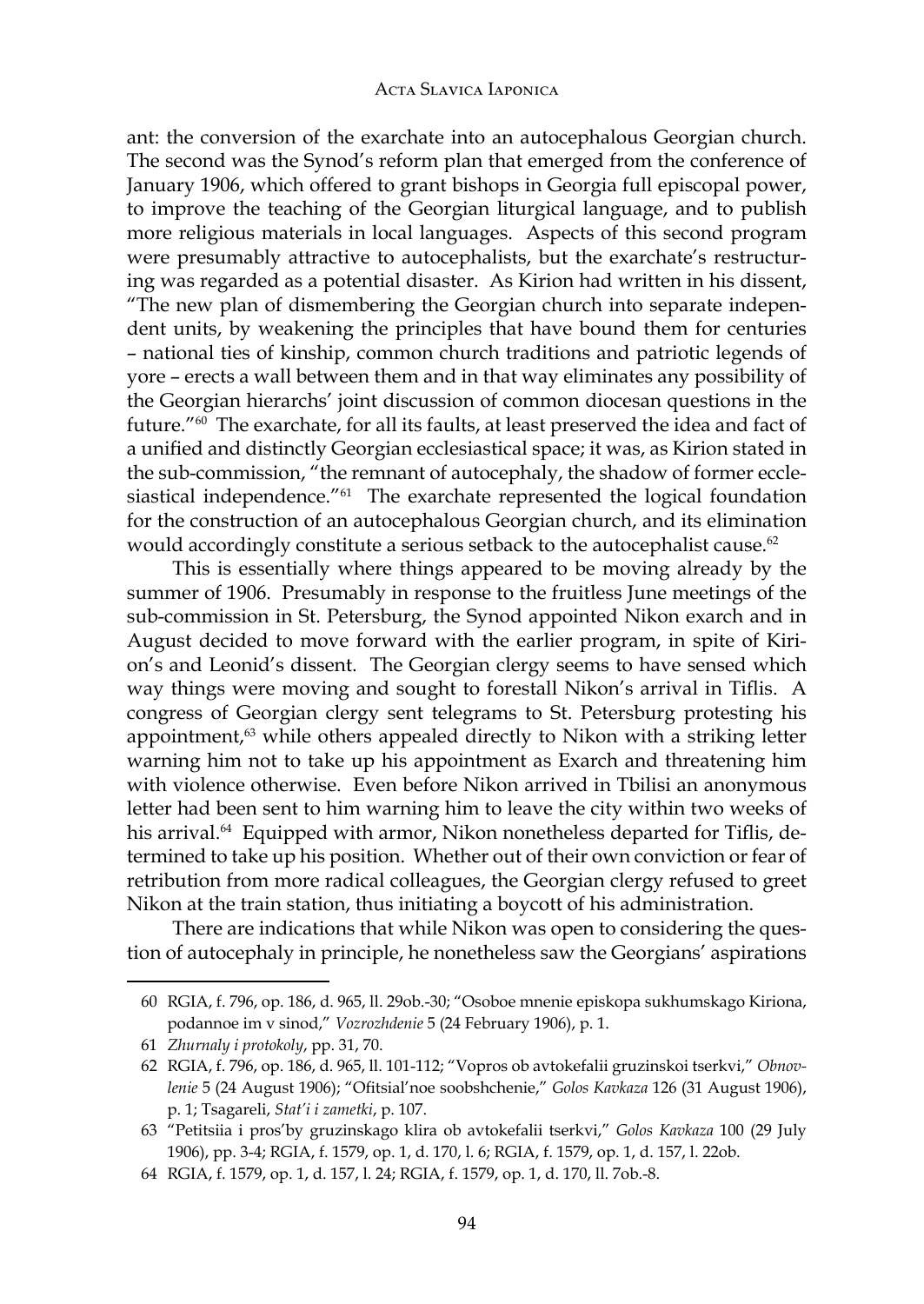ant: the conversion of the exarchate into an autocephalous Georgian church. The second was the Synod's reform plan that emerged from the conference of January 1906, which offered to grant bishops in Georgia full episcopal power, to improve the teaching of the Georgian liturgical language, and to publish more religious materials in local languages. Aspects of this second program were presumably attractive to autocephalists, but the exarchate's restructuring was regarded as a potential disaster. As Kirion had written in his dissent, "The new plan of dismembering the Georgian church into separate independent units, by weakening the principles that have bound them for centuries – national ties of kinship, common church traditions and patriotic legends of yore – erects a wall between them and in that way eliminates any possibility of the Georgian hierarchs' joint discussion of common diocesan questions in the future."[60] The exarchate, for all its faults, at least preserved the idea and fact of a unified and distinctly Georgian ecclesiastical space; it was, as Kirion stated in the sub-commission, "the remnant of autocephaly, the shadow of former ecclesiastical independence."[61] The exarchate represented the logical foundation for the construction of an autocephalous Georgian church, and its elimination would accordingly constitute a serious setback to the autocephalist cause.[62]

This is essentially where things appeared to be moving already by the summer of 1906. Presumably in response to the fruitless June meetings of the sub-commission in St. Petersburg, the Synod appointed Nikon exarch and in August decided to move forward with the earlier program, in spite of Kirion's and Leonid's dissent. The Georgian clergy seems to have sensed which way things were moving and sought to forestall Nikon's arrival in Tiflis. A congress of Georgian clergy sent telegrams to St. Petersburg protesting his appointment,[63] while others appealed directly to Nikon with a striking letter warning him not to take up his appointment as Exarch and threatening him with violence otherwise. Even before Nikon arrived in Tbilisi an anonymous letter had been sent to him warning him to leave the city within two weeks of his arrival.[64] Equipped with armor, Nikon nonetheless departed for Tiflis, determined to take up his position. Whether out of their own conviction or fear of retribution from more radical colleagues, the Georgian clergy refused to greet Nikon at the train station, thus initiating a boycott of his administration.

There are indications that while Nikon was open to considering the question of autocephaly in principle, he nonetheless saw the Georgians' aspirations

---

60 RGIA, f. 796, op. 186, d. 965, ll. 29ob.-30; "Osoboe mnenie episkopa sukhumskago Kiriona, podannoe im v sinod," *Vozrozhdenie* 5 (24 February 1906), p. 1.

61 *Zhurnaly i protokoly*, pp. 31, 70.

62 RGIA, f. 796, op. 186, d. 965, ll. 101-112; "Vopros ob avtokefalii gruzinskoi tserkvi," *Obnovlenie* 5 (24 August 1906); "Ofitsial'noe soobshchenie," *Golos Kavkaza* 126 (31 August 1906), p. 1; Tsagareli, *Stat'i i zametki*, p. 107.

63 "Petitsiia i pros'by gruzinskago klira ob avtokefalii tserkvi," *Golos Kavkaza* 100 (29 July 1906), pp. 3-4; RGIA, f. 1579, op. 1, d. 170, l. 6; RGIA, f. 1579, op. 1, d. 157, l. 22ob.

64 RGIA, f. 1579, op. 1, d. 157, l. 24; RGIA, f. 1579, op. 1, d. 170, ll. 7ob.-8.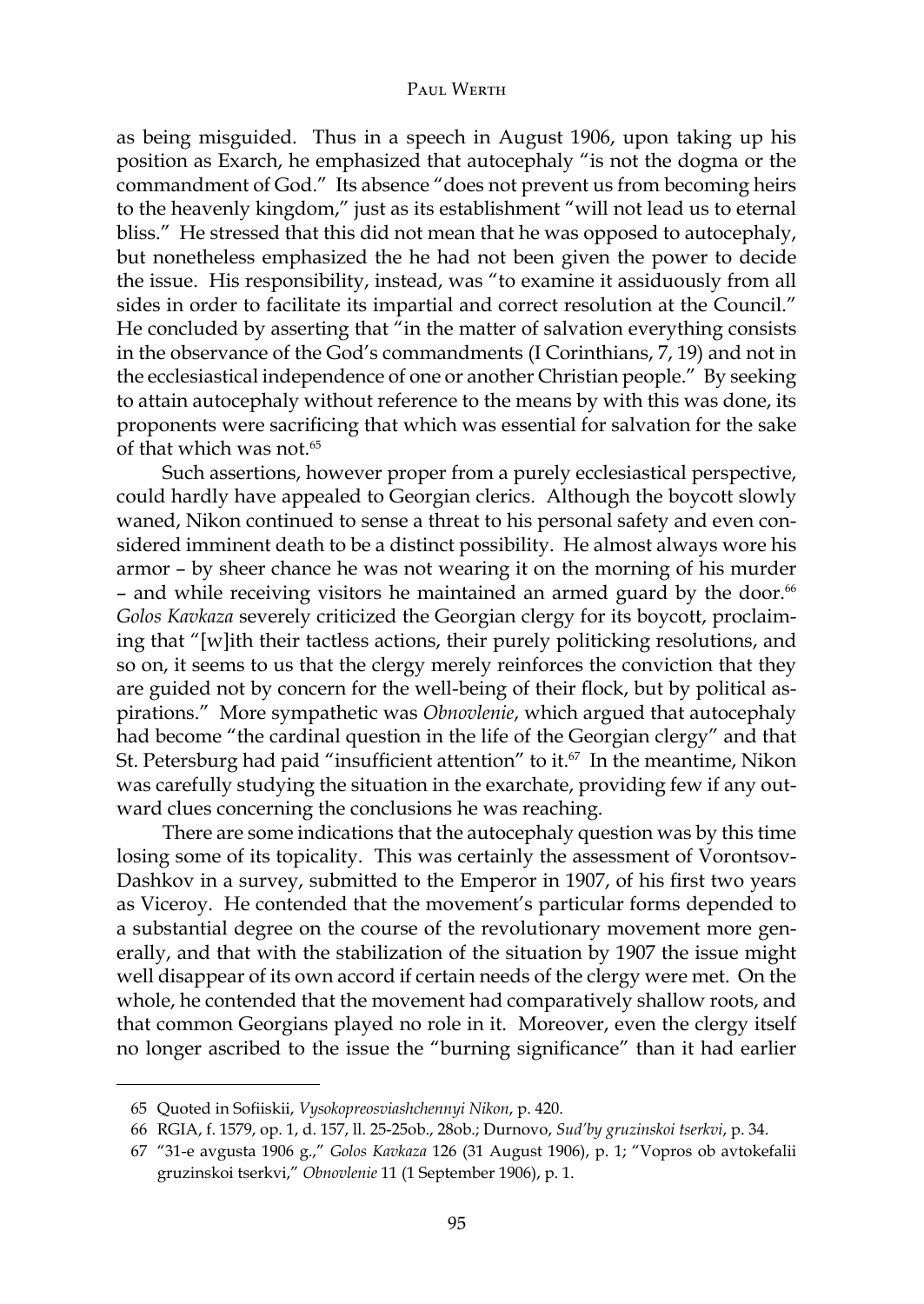as being misguided. Thus in a speech in August 1906, upon taking up his position as Exarch, he emphasized that autocephaly "is not the dogma or the commandment of God." Its absence "does not prevent us from becoming heirs to the heavenly kingdom," just as its establishment "will not lead us to eternal bliss." He stressed that this did not mean that he was opposed to autocephaly, but nonetheless emphasized the he had not been given the power to decide the issue. His responsibility, instead, was "to examine it assiduously from all sides in order to facilitate its impartial and correct resolution at the Council." He concluded by asserting that "in the matter of salvation everything consists in the observance of the God's commandments (I Corinthians, 7, 19) and not in the ecclesiastical independence of one or another Christian people." By seeking to attain autocephaly without reference to the means by with this was done, its proponents were sacrificing that which was essential for salvation for the sake of that which was not.[65]

Such assertions, however proper from a purely ecclesiastical perspective, could hardly have appealed to Georgian clerics. Although the boycott slowly waned, Nikon continued to sense a threat to his personal safety and even considered imminent death to be a distinct possibility. He almost always wore his armor – by sheer chance he was not wearing it on the morning of his murder – and while receiving visitors he maintained an armed guard by the door.[66] *Golos Kavkaza* severely criticized the Georgian clergy for its boycott, proclaiming that "[w]ith their tactless actions, their purely politicking resolutions, and so on, it seems to us that the clergy merely reinforces the conviction that they are guided not by concern for the well-being of their flock, but by political aspirations." More sympathetic was *Obnovlenie*, which argued that autocephaly had become "the cardinal question in the life of the Georgian clergy" and that St. Petersburg had paid "insufficient attention" to it.[67] In the meantime, Nikon was carefully studying the situation in the exarchate, providing few if any outward clues concerning the conclusions he was reaching.

There are some indications that the autocephaly question was by this time losing some of its topicality. This was certainly the assessment of Vorontsov-Dashkov in a survey, submitted to the Emperor in 1907, of his first two years as Viceroy. He contended that the movement's particular forms depended to a substantial degree on the course of the revolutionary movement more generally, and that with the stabilization of the situation by 1907 the issue might well disappear of its own accord if certain needs of the clergy were met. On the whole, he contended that the movement had comparatively shallow roots, and that common Georgians played no role in it. Moreover, even the clergy itself no longer ascribed to the issue the "burning significance" than it had earlier

---

65 Quoted in Sofiiskii, *Vysokopreosviashchennyi Nikon*, p. 420.

66 RGIA, f. 1579, op. 1, d. 157, ll. 25-25ob., 28ob.; Durnovo, *Sud'by gruzinskoi tserkvi*, p. 34.

67 "31-e avgusta 1906 g.," *Golos Kavkaza* 126 (31 August 1906), p. 1; "Vopros ob avtokefalii gruzinskoi tserkvi," *Obnovlenie* 11 (1 September 1906), p. 1.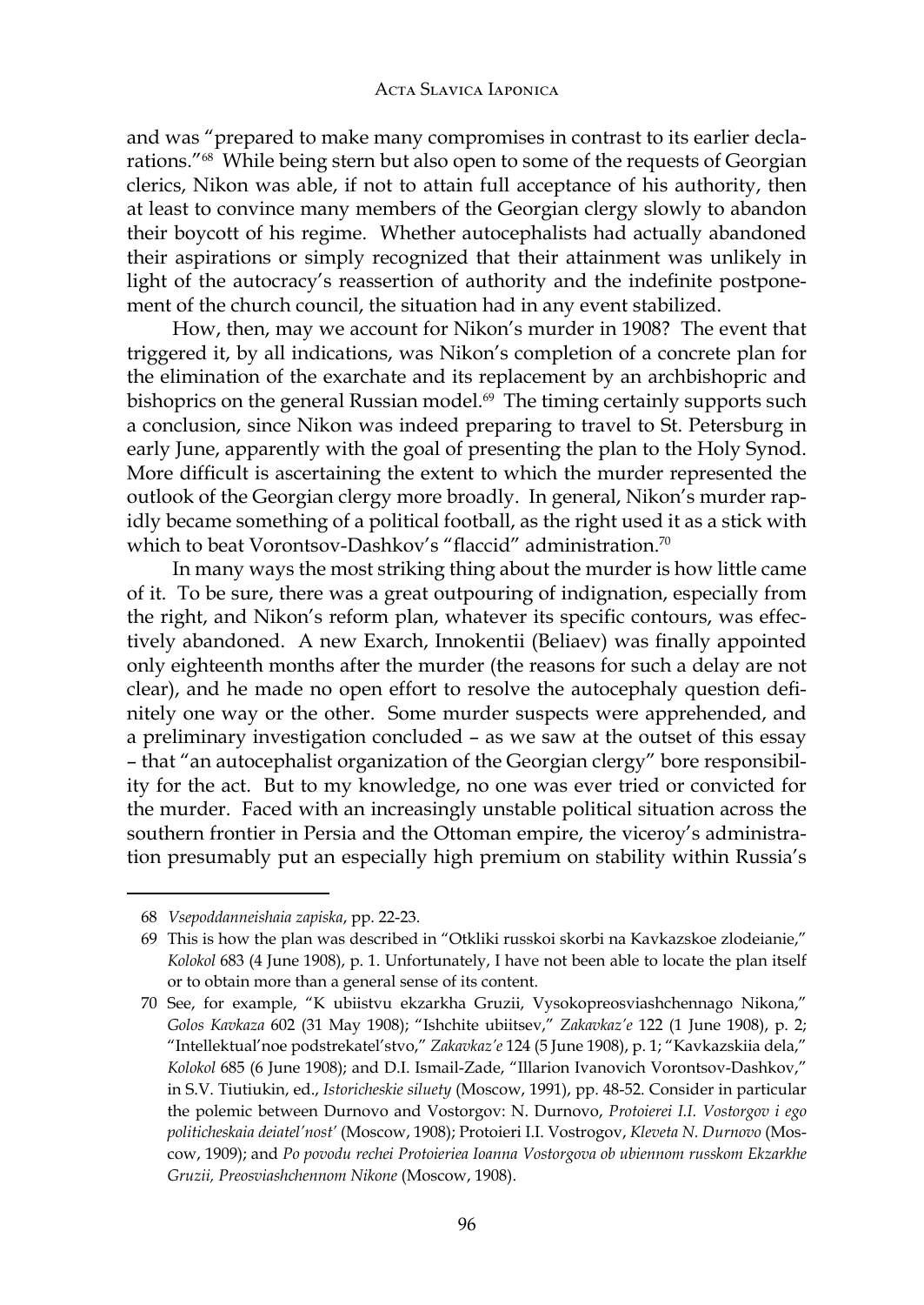and was "prepared to make many compromises in contrast to its earlier declarations."[68] While being stern but also open to some of the requests of Georgian clerics, Nikon was able, if not to attain full acceptance of his authority, then at least to convince many members of the Georgian clergy slowly to abandon their boycott of his regime. Whether autocephalists had actually abandoned their aspirations or simply recognized that their attainment was unlikely in light of the autocracy's reassertion of authority and the indefinite postponement of the church council, the situation had in any event stabilized.

How, then, may we account for Nikon's murder in 1908? The event that triggered it, by all indications, was Nikon's completion of a concrete plan for the elimination of the exarchate and its replacement by an archbishopric and bishoprics on the general Russian model.[69] The timing certainly supports such a conclusion, since Nikon was indeed preparing to travel to St. Petersburg in early June, apparently with the goal of presenting the plan to the Holy Synod. More difficult is ascertaining the extent to which the murder represented the outlook of the Georgian clergy more broadly. In general, Nikon's murder rapidly became something of a political football, as the right used it as a stick with which to beat Vorontsov-Dashkov's "flaccid" administration.[70]

In many ways the most striking thing about the murder is how little came of it. To be sure, there was a great outpouring of indignation, especially from the right, and Nikon's reform plan, whatever its specific contours, was effectively abandoned. A new Exarch, Innokentii (Beliaev) was finally appointed only eighteenth months after the murder (the reasons for such a delay are not clear), and he made no open effort to resolve the autocephaly question definitely one way or the other. Some murder suspects were apprehended, and a preliminary investigation concluded – as we saw at the outset of this essay – that "an autocephalist organization of the Georgian clergy" bore responsibility for the act. But to my knowledge, no one was ever tried or convicted for the murder. Faced with an increasingly unstable political situation across the southern frontier in Persia and the Ottoman empire, the viceroy's administration presumably put an especially high premium on stability within Russia's

---

68 *Vsepoddanneishaia zapiska*, pp. 22-23.

69 This is how the plan was described in "Otkliki russkoi skorbi na Kavkazskoe zlodeianie," *Kolokol* 683 (4 June 1908), p. 1. Unfortunately, I have not been able to locate the plan itself or to obtain more than a general sense of its content.

70 See, for example, "K ubiistvu ekzarkha Gruzii, Vysokopreosviashchennago Nikona," *Golos Kavkaza* 602 (31 May 1908); "Ishchite ubiitsev," *Zakavkaz'e* 122 (1 June 1908), p. 2; "Intellektual'noe podstrekatel'stvo," *Zakavkaz'e* 124 (5 June 1908), p. 1; "Kavkazskiia dela," *Kolokol* 685 (6 June 1908); and D.I. Ismail-Zade, "Illarion Ivanovich Vorontsov-Dashkov," in S.V. Tiutiukin, ed., *Istoricheskie siluety* (Moscow, 1991), pp. 48-52. Consider in particular the polemic between Durnovo and Vostorgov: N. Durnovo, *Protoierei I.I. Vostorgov i ego politicheskaia deiatel'nost'* (Moscow, 1908); Protoieri I.I. Vostrogov, *Kleveta N. Durnovo* (Moscow, 1909); and *Po povodu rechei Protoieriea Ioanna Vostorgova ob ubiennom russkom Ekzarkhe Gruzii, Preosviashchennom Nikone* (Moscow, 1908).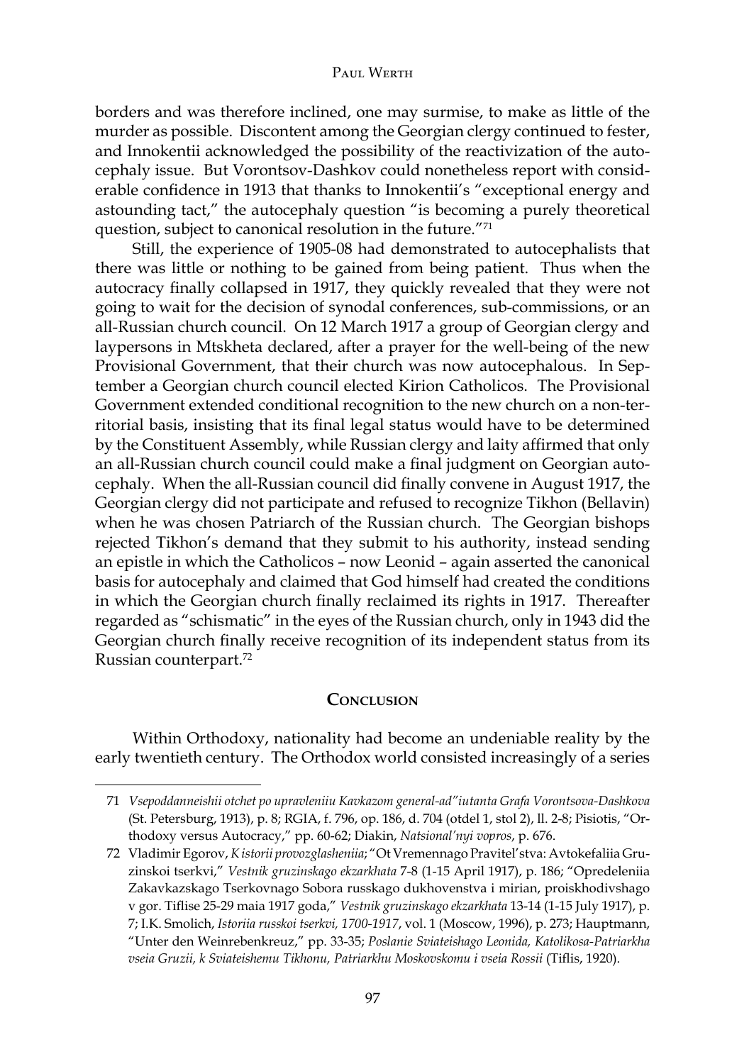borders and was therefore inclined, one may surmise, to make as little of the murder as possible. Discontent among the Georgian clergy continued to fester, and Innokentii acknowledged the possibility of the reactivization of the autocephaly issue. But Vorontsov-Dashkov could nonetheless report with considerable confidence in 1913 that thanks to Innokentii's "exceptional energy and astounding tact," the autocephaly question "is becoming a purely theoretical question, subject to canonical resolution in the future."[71]

Still, the experience of 1905-08 had demonstrated to autocephalists that there was little or nothing to be gained from being patient. Thus when the autocracy finally collapsed in 1917, they quickly revealed that they were not going to wait for the decision of synodal conferences, sub-commissions, or an all-Russian church council. On 12 March 1917 a group of Georgian clergy and laypersons in Mtskheta declared, after a prayer for the well-being of the new Provisional Government, that their church was now autocephalous. In September a Georgian church council elected Kirion Catholicos. The Provisional Government extended conditional recognition to the new church on a non-territorial basis, insisting that its final legal status would have to be determined by the Constituent Assembly, while Russian clergy and laity affirmed that only an all-Russian church council could make a final judgment on Georgian autocephaly. When the all-Russian council did finally convene in August 1917, the Georgian clergy did not participate and refused to recognize Tikhon (Bellavin) when he was chosen Patriarch of the Russian church. The Georgian bishops rejected Tikhon's demand that they submit to his authority, instead sending an epistle in which the Catholicos – now Leonid – again asserted the canonical basis for autocephaly and claimed that God himself had created the conditions in which the Georgian church finally reclaimed its rights in 1917. Thereafter regarded as "schismatic" in the eyes of the Russian church, only in 1943 did the Georgian church finally receive recognition of its independent status from its Russian counterpart.[72]

## Conclusion

Within Orthodoxy, nationality had become an undeniable reality by the early twentieth century. The Orthodox world consisted increasingly of a series

---

71 *Vsepoddanneishii otchet po upravleniiu Kavkazom general-ad"iutanta Grafa Vorontsova-Dashkova* (St. Petersburg, 1913), p. 8; RGIA, f. 796, op. 186, d. 704 (otdel 1, stol 2), ll. 2-8; Pisiotis, "Orthodoxy versus Autocracy," pp. 60-62; Diakin, *Natsional'nyi vopros*, p. 676.

72 Vladimir Egorov, *K istorii provozglasheniia*; "Ot Vremennago Pravitel'stva: Avtokefaliia Gruzinskoi tserkvi," *Vestnik gruzinskago ekzarkhata* 7-8 (1-15 April 1917), p. 186; "Opredeleniia Zakavkazskago Tserkovnago Sobora russkago dukhovenstva i mirian, proiskhodivshago v gor. Tiflise 25-29 maia 1917 goda," *Vestnik gruzinskago ekzarkhata* 13-14 (1-15 July 1917), p. 7; I.K. Smolich, *Istoriia russkoi tserkvi, 1700-1917*, vol. 1 (Moscow, 1996), p. 273; Hauptmann, "Unter den Weinrebenkreuz," pp. 33-35; *Poslanie Sviateishago Leonida, Katolikosa-Patriarkha vseia Gruzii, k Sviateishemu Tikhonu, Patriarkhu Moskovskomu i vseia Rossii* (Tiflis, 1920).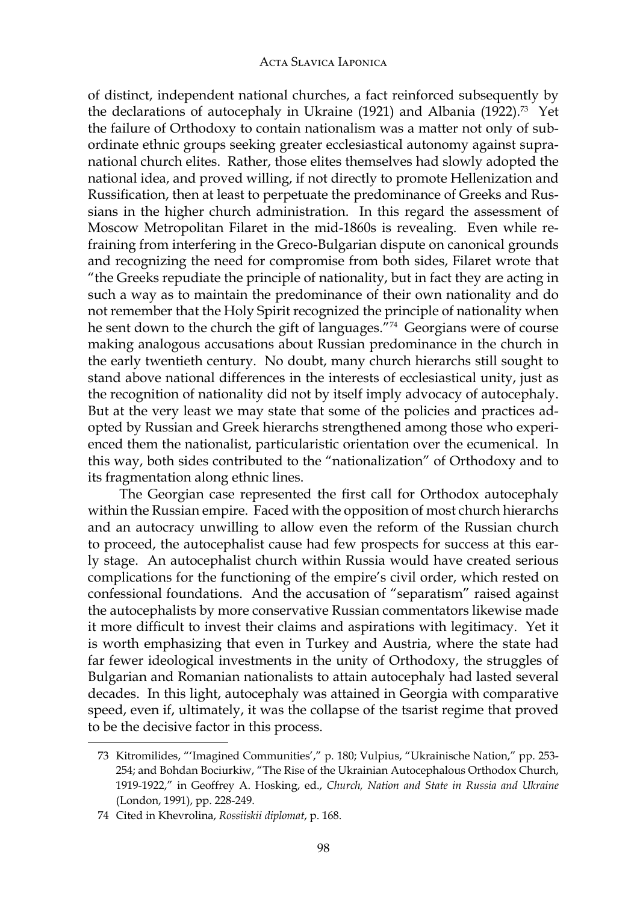of distinct, independent national churches, a fact reinforced subsequently by the declarations of autocephaly in Ukraine (1921) and Albania (1922).[73] Yet the failure of Orthodoxy to contain nationalism was a matter not only of subordinate ethnic groups seeking greater ecclesiastical autonomy against supranational church elites. Rather, those elites themselves had slowly adopted the national idea, and proved willing, if not directly to promote Hellenization and Russification, then at least to perpetuate the predominance of Greeks and Russians in the higher church administration. In this regard the assessment of Moscow Metropolitan Filaret in the mid-1860s is revealing. Even while refraining from interfering in the Greco-Bulgarian dispute on canonical grounds and recognizing the need for compromise from both sides, Filaret wrote that "the Greeks repudiate the principle of nationality, but in fact they are acting in such a way as to maintain the predominance of their own nationality and do not remember that the Holy Spirit recognized the principle of nationality when he sent down to the church the gift of languages."[74] Georgians were of course making analogous accusations about Russian predominance in the church in the early twentieth century. No doubt, many church hierarchs still sought to stand above national differences in the interests of ecclesiastical unity, just as the recognition of nationality did not by itself imply advocacy of autocephaly. But at the very least we may state that some of the policies and practices adopted by Russian and Greek hierarchs strengthened among those who experienced them the nationalist, particularistic orientation over the ecumenical. In this way, both sides contributed to the "nationalization" of Orthodoxy and to its fragmentation along ethnic lines.

The Georgian case represented the first call for Orthodox autocephaly within the Russian empire. Faced with the opposition of most church hierarchs and an autocracy unwilling to allow even the reform of the Russian church to proceed, the autocephalist cause had few prospects for success at this early stage. An autocephalist church within Russia would have created serious complications for the functioning of the empire's civil order, which rested on confessional foundations. And the accusation of "separatism" raised against the autocephalists by more conservative Russian commentators likewise made it more difficult to invest their claims and aspirations with legitimacy. Yet it is worth emphasizing that even in Turkey and Austria, where the state had far fewer ideological investments in the unity of Orthodoxy, the struggles of Bulgarian and Romanian nationalists to attain autocephaly had lasted several decades. In this light, autocephaly was attained in Georgia with comparative speed, even if, ultimately, it was the collapse of the tsarist regime that proved to be the decisive factor in this process.

---

73 Kitromilides, "'Imagined Communities'," p. 180; Vulpius, "Ukrainische Nation," pp. 253-254; and Bohdan Bociurkiw, "The Rise of the Ukrainian Autocephalous Orthodox Church, 1919-1922," in Geoffrey A. Hosking, ed., *Church, Nation and State in Russia and Ukraine* (London, 1991), pp. 228-249.

74 Cited in Khevrolina, *Rossiiskii diplomat*, p. 168.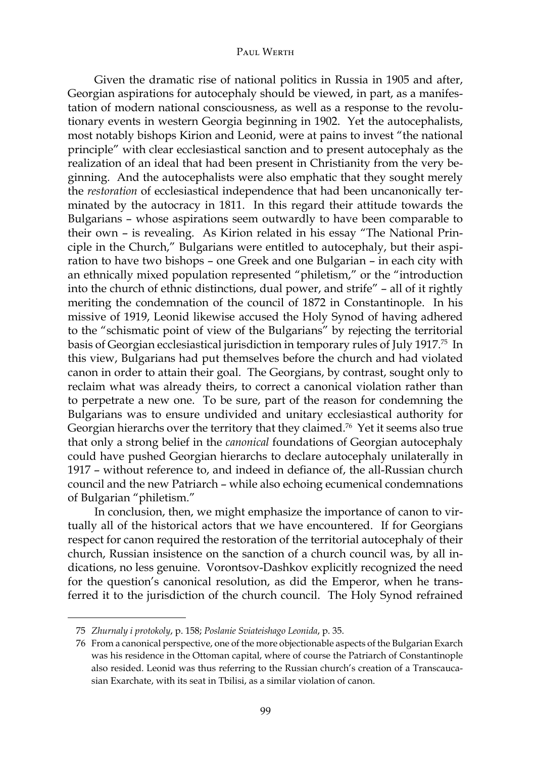Given the dramatic rise of national politics in Russia in 1905 and after, Georgian aspirations for autocephaly should be viewed, in part, as a manifestation of modern national consciousness, as well as a response to the revolutionary events in western Georgia beginning in 1902. Yet the autocephalists, most notably bishops Kirion and Leonid, were at pains to invest "the national principle" with clear ecclesiastical sanction and to present autocephaly as the realization of an ideal that had been present in Christianity from the very beginning. And the autocephalists were also emphatic that they sought merely the *restoration* of ecclesiastical independence that had been uncanonically terminated by the autocracy in 1811. In this regard their attitude towards the Bulgarians – whose aspirations seem outwardly to have been comparable to their own – is revealing. As Kirion related in his essay "The National Principle in the Church," Bulgarians were entitled to autocephaly, but their aspiration to have two bishops – one Greek and one Bulgarian – in each city with an ethnically mixed population represented "philetism," or the "introduction into the church of ethnic distinctions, dual power, and strife" – all of it rightly meriting the condemnation of the council of 1872 in Constantinople. In his missive of 1919, Leonid likewise accused the Holy Synod of having adhered to the "schismatic point of view of the Bulgarians" by rejecting the territorial basis of Georgian ecclesiastical jurisdiction in temporary rules of July 1917.[75] In this view, Bulgarians had put themselves before the church and had violated canon in order to attain their goal. The Georgians, by contrast, sought only to reclaim what was already theirs, to correct a canonical violation rather than to perpetrate a new one. To be sure, part of the reason for condemning the Bulgarians was to ensure undivided and unitary ecclesiastical authority for Georgian hierarchs over the territory that they claimed.[76] Yet it seems also true that only a strong belief in the *canonical* foundations of Georgian autocephaly could have pushed Georgian hierarchs to declare autocephaly unilaterally in 1917 – without reference to, and indeed in defiance of, the all-Russian church council and the new Patriarch – while also echoing ecumenical condemnations of Bulgarian "philetism."

In conclusion, then, we might emphasize the importance of canon to virtually all of the historical actors that we have encountered. If for Georgians respect for canon required the restoration of the territorial autocephaly of their church, Russian insistence on the sanction of a church council was, by all indications, no less genuine. Vorontsov-Dashkov explicitly recognized the need for the question's canonical resolution, as did the Emperor, when he transferred it to the jurisdiction of the church council. The Holy Synod refrained

---

75 *Zhurnaly i protokoly*, p. 158; *Poslanie Sviateishago Leonida*, p. 35.

76 From a canonical perspective, one of the more objectionable aspects of the Bulgarian Exarch was his residence in the Ottoman capital, where of course the Patriarch of Constantinople also resided. Leonid was thus referring to the Russian church's creation of a Transcaucasian Exarchate, with its seat in Tbilisi, as a similar violation of canon.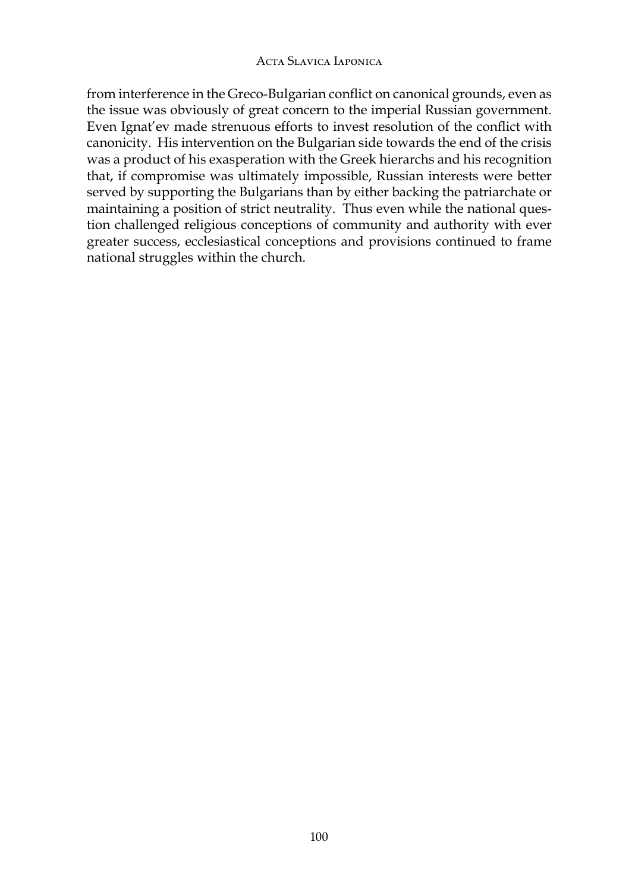from interference in the Greco-Bulgarian conflict on canonical grounds, even as the issue was obviously of great concern to the imperial Russian government. Even Ignat'ev made strenuous efforts to invest resolution of the conflict with canonicity. His intervention on the Bulgarian side towards the end of the crisis was a product of his exasperation with the Greek hierarchs and his recognition that, if compromise was ultimately impossible, Russian interests were better served by supporting the Bulgarians than by either backing the patriarchate or maintaining a position of strict neutrality. Thus even while the national question challenged religious conceptions of community and authority with ever greater success, ecclesiastical conceptions and provisions continued to frame national struggles within the church.